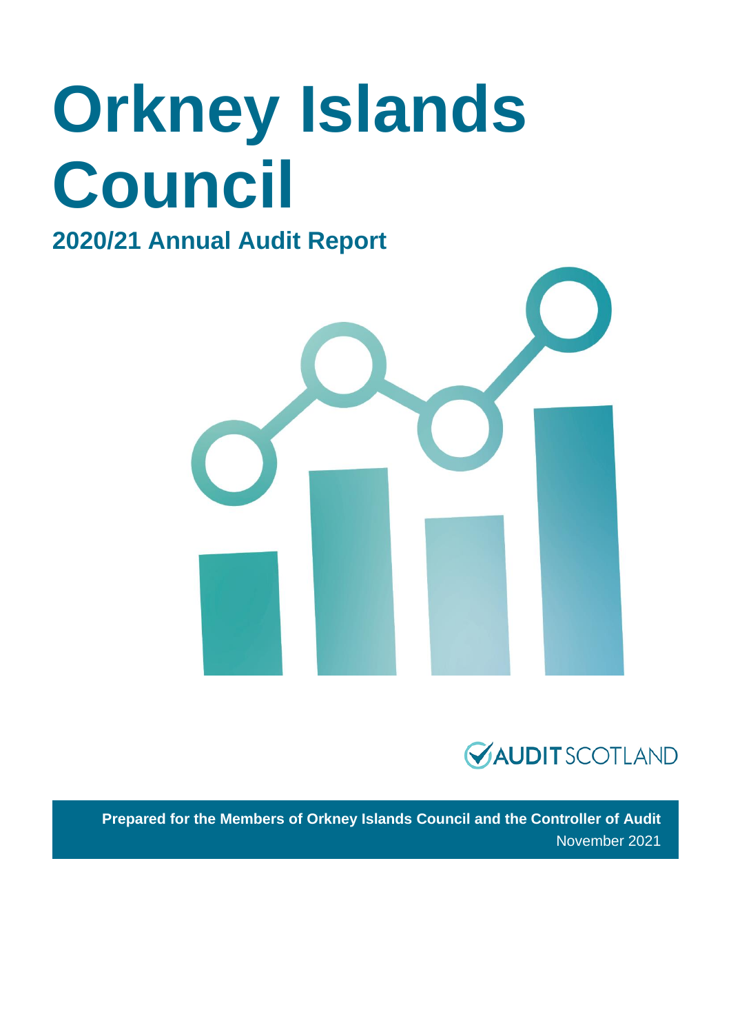# Orkney Islands Council

## 2020/21 Annual Audit Report

**Prepared for the Members of Orkney Islands Council and the Controller of Audit**

November 2021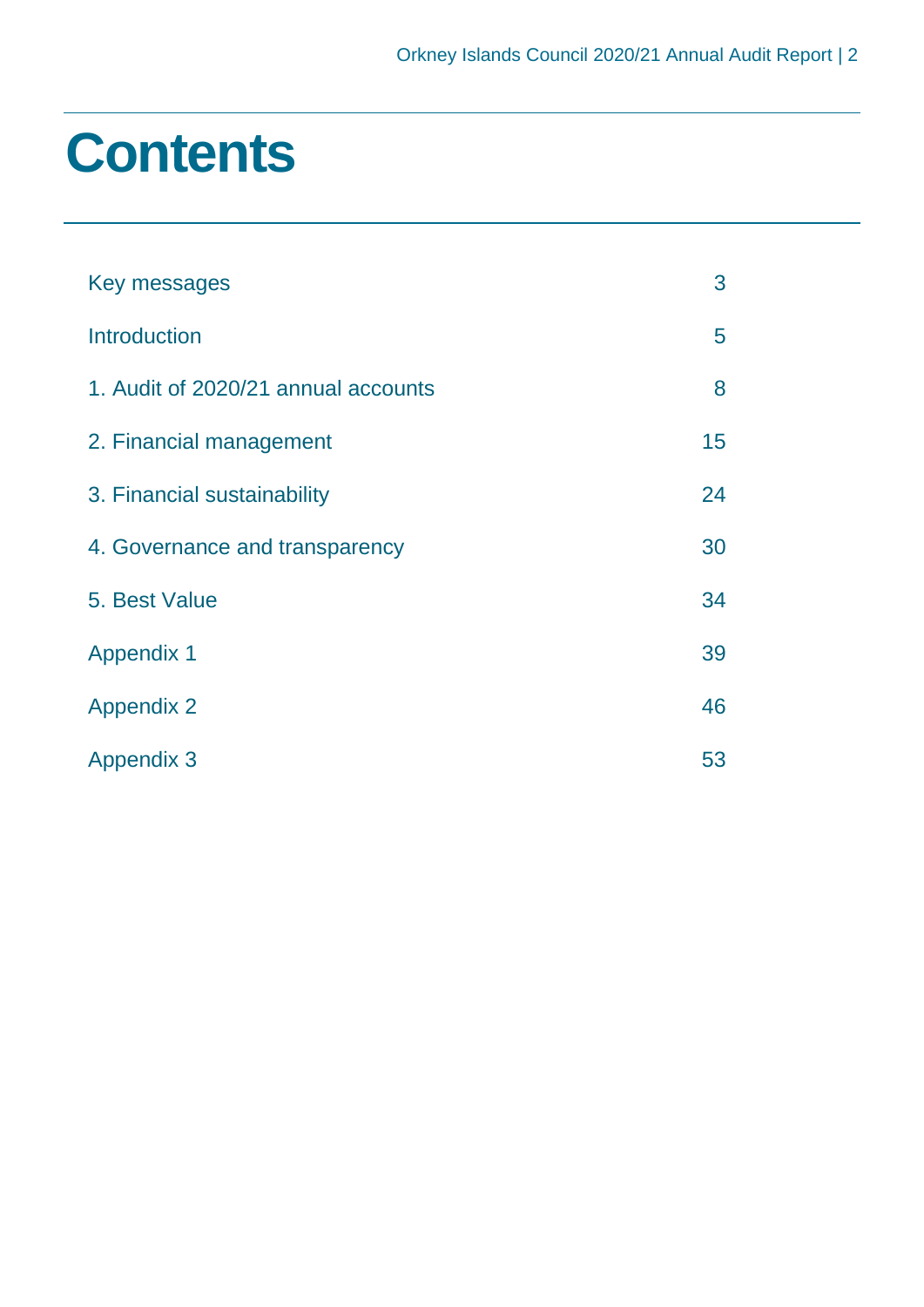# Contents

| | |
|---|---|
| Key messages | 3 |
| Introduction | 5 |
| 1. Audit of 2020/21 annual accounts | 8 |
| 2. Financial management | 15 |
| 3. Financial sustainability | 24 |
| 4. Governance and transparency | 30 |
| 5. Best Value | 34 |
| Appendix 1 | 39 |
| Appendix 2 | 46 |
| Appendix 3 | 53 |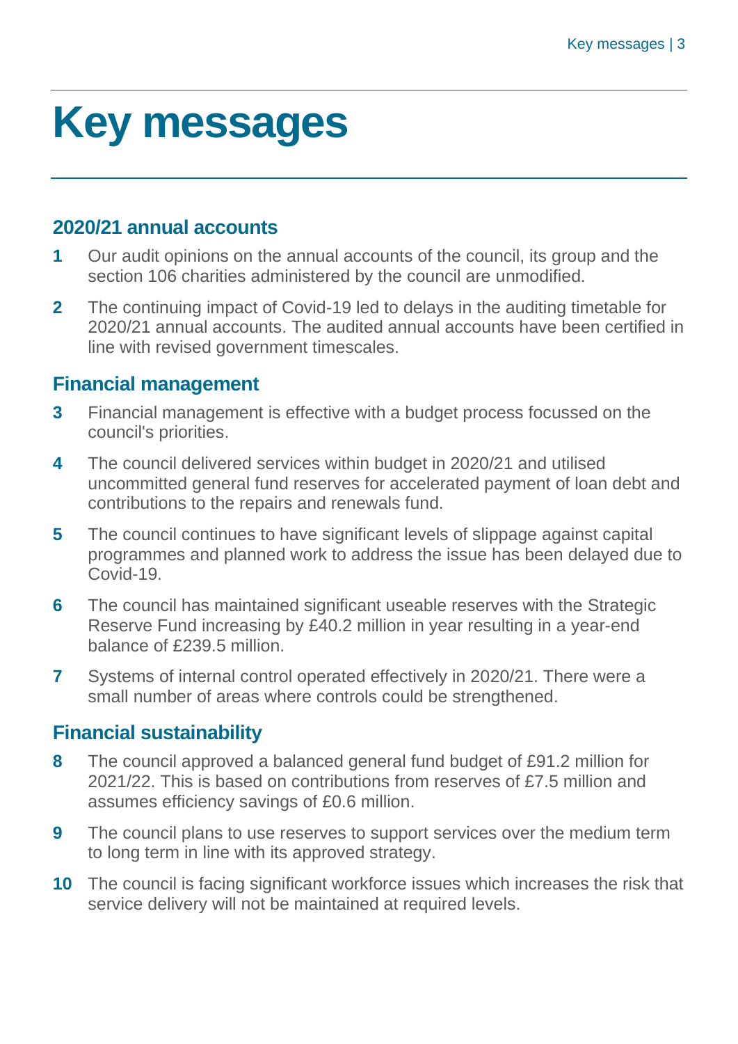# Key messages

## 2020/21 annual accounts

1. Our audit opinions on the annual accounts of the council, its group and the section 106 charities administered by the council are unmodified.
2. The continuing impact of Covid-19 led to delays in the auditing timetable for 2020/21 annual accounts. The audited annual accounts have been certified in line with revised government timescales.

## Financial management

3. Financial management is effective with a budget process focussed on the council's priorities.
4. The council delivered services within budget in 2020/21 and utilised uncommitted general fund reserves for accelerated payment of loan debt and contributions to the repairs and renewals fund.
5. The council continues to have significant levels of slippage against capital programmes and planned work to address the issue has been delayed due to Covid-19.
6. The council has maintained significant useable reserves with the Strategic Reserve Fund increasing by £40.2 million in year resulting in a year-end balance of £239.5 million.
7. Systems of internal control operated effectively in 2020/21. There were a small number of areas where controls could be strengthened.

## Financial sustainability

8. The council approved a balanced general fund budget of £91.2 million for 2021/22. This is based on contributions from reserves of £7.5 million and assumes efficiency savings of £0.6 million.
9. The council plans to use reserves to support services over the medium term to long term in line with its approved strategy.
10. The council is facing significant workforce issues which increases the risk that service delivery will not be maintained at required levels.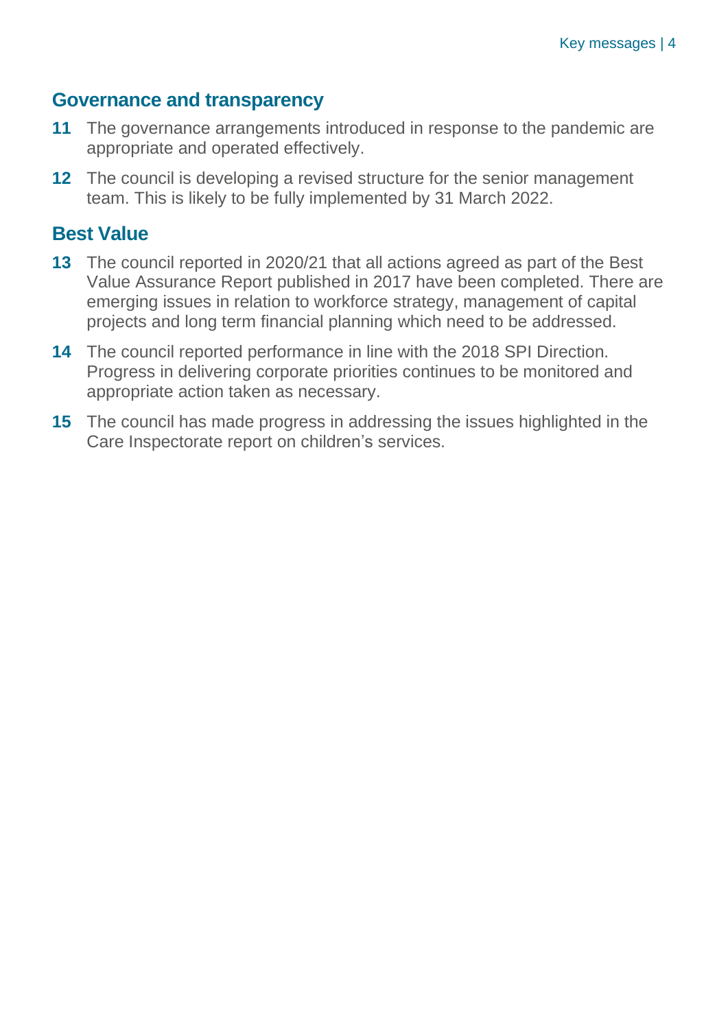## Governance and transparency

**11** The governance arrangements introduced in response to the pandemic are appropriate and operated effectively.

**12** The council is developing a revised structure for the senior management team. This is likely to be fully implemented by 31 March 2022.

## Best Value

**13** The council reported in 2020/21 that all actions agreed as part of the Best Value Assurance Report published in 2017 have been completed. There are emerging issues in relation to workforce strategy, management of capital projects and long term financial planning which need to be addressed.

**14** The council reported performance in line with the 2018 SPI Direction. Progress in delivering corporate priorities continues to be monitored and appropriate action taken as necessary.

**15** The council has made progress in addressing the issues highlighted in the Care Inspectorate report on children's services.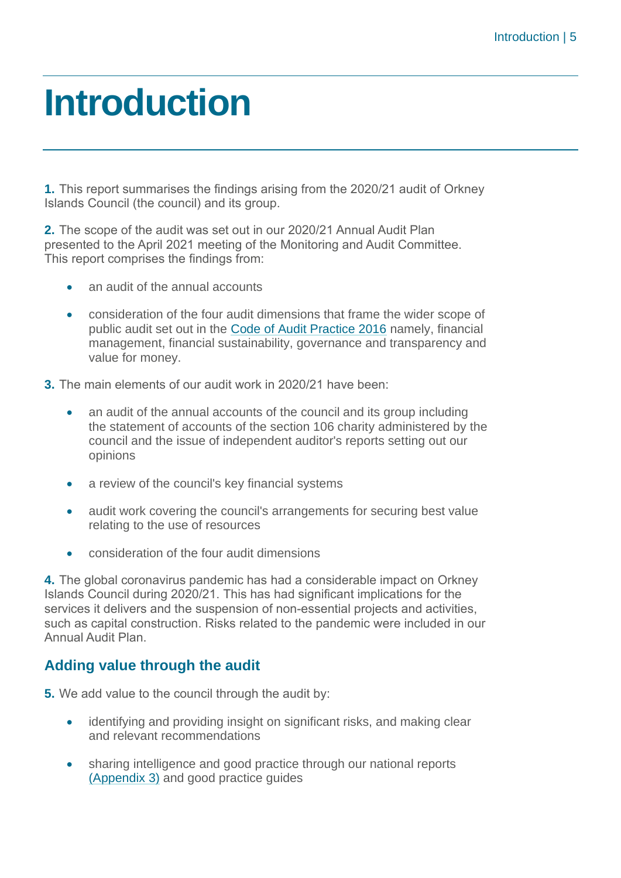# Introduction

**1.** This report summarises the findings arising from the 2020/21 audit of Orkney Islands Council (the council) and its group.

**2.** The scope of the audit was set out in our 2020/21 Annual Audit Plan presented to the April 2021 meeting of the Monitoring and Audit Committee. This report comprises the findings from:

- an audit of the annual accounts
- consideration of the four audit dimensions that frame the wider scope of public audit set out in the Code of Audit Practice 2016 namely, financial management, financial sustainability, governance and transparency and value for money.

**3.** The main elements of our audit work in 2020/21 have been:

- an audit of the annual accounts of the council and its group including the statement of accounts of the section 106 charity administered by the council and the issue of independent auditor's reports setting out our opinions
- a review of the council's key financial systems
- audit work covering the council's arrangements for securing best value relating to the use of resources
- consideration of the four audit dimensions

**4.** The global coronavirus pandemic has had a considerable impact on Orkney Islands Council during 2020/21. This has had significant implications for the services it delivers and the suspension of non-essential projects and activities, such as capital construction. Risks related to the pandemic were included in our Annual Audit Plan.

## Adding value through the audit

**5.** We add value to the council through the audit by:

- identifying and providing insight on significant risks, and making clear and relevant recommendations
- sharing intelligence and good practice through our national reports (Appendix 3) and good practice guides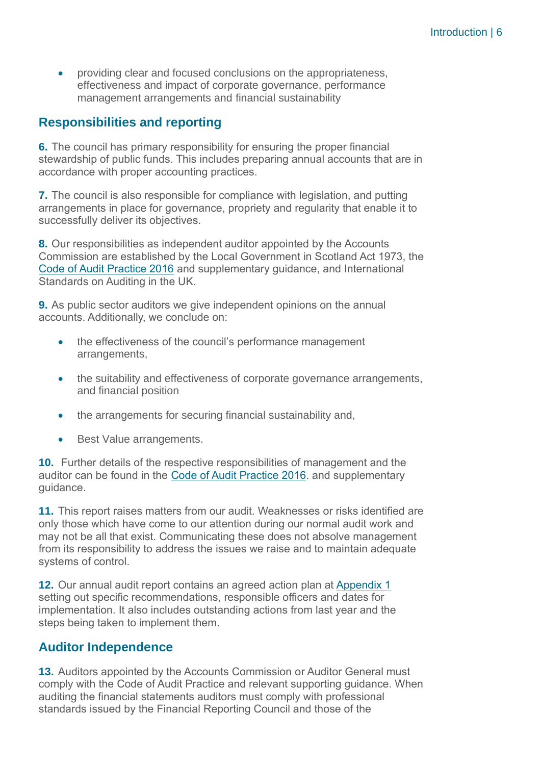- providing clear and focused conclusions on the appropriateness, effectiveness and impact of corporate governance, performance management arrangements and financial sustainability

## Responsibilities and reporting

**6.** The council has primary responsibility for ensuring the proper financial stewardship of public funds. This includes preparing annual accounts that are in accordance with proper accounting practices.

**7.** The council is also responsible for compliance with legislation, and putting arrangements in place for governance, propriety and regularity that enable it to successfully deliver its objectives.

**8.** Our responsibilities as independent auditor appointed by the Accounts Commission are established by the Local Government in Scotland Act 1973, the Code of Audit Practice 2016 and supplementary guidance, and International Standards on Auditing in the UK.

**9.** As public sector auditors we give independent opinions on the annual accounts. Additionally, we conclude on:

- the effectiveness of the council's performance management arrangements,
- the suitability and effectiveness of corporate governance arrangements, and financial position
- the arrangements for securing financial sustainability and,
- Best Value arrangements.

**10.** Further details of the respective responsibilities of management and the auditor can be found in the Code of Audit Practice 2016. and supplementary guidance.

**11.** This report raises matters from our audit. Weaknesses or risks identified are only those which have come to our attention during our normal audit work and may not be all that exist. Communicating these does not absolve management from its responsibility to address the issues we raise and to maintain adequate systems of control.

**12.** Our annual audit report contains an agreed action plan at Appendix 1 setting out specific recommendations, responsible officers and dates for implementation. It also includes outstanding actions from last year and the steps being taken to implement them.

## Auditor Independence

**13.** Auditors appointed by the Accounts Commission or Auditor General must comply with the Code of Audit Practice and relevant supporting guidance. When auditing the financial statements auditors must comply with professional standards issued by the Financial Reporting Council and those of the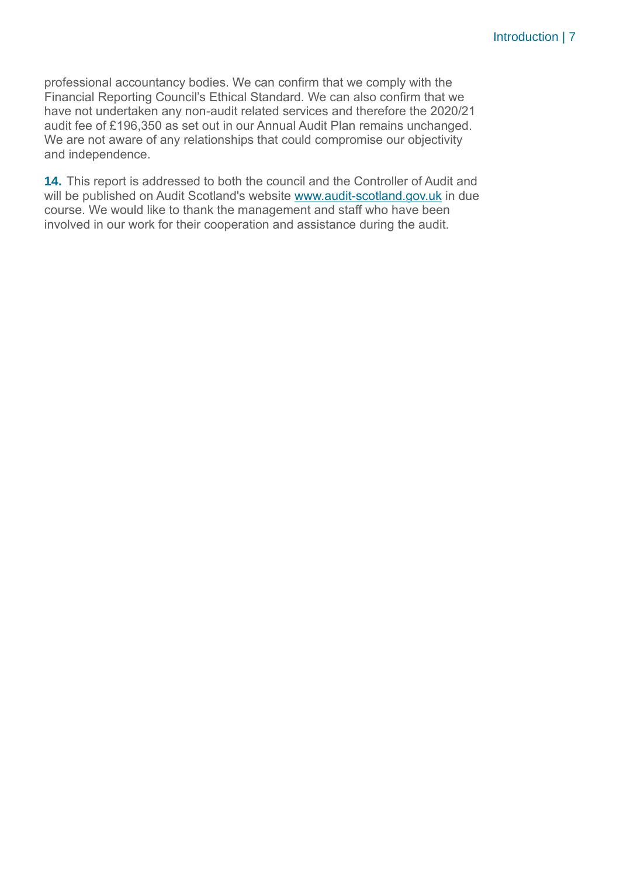professional accountancy bodies. We can confirm that we comply with the Financial Reporting Council's Ethical Standard. We can also confirm that we have not undertaken any non-audit related services and therefore the 2020/21 audit fee of £196,350 as set out in our Annual Audit Plan remains unchanged. We are not aware of any relationships that could compromise our objectivity and independence.

**14.** This report is addressed to both the council and the Controller of Audit and will be published on Audit Scotland's website [www.audit-scotland.gov.uk](http://www.audit-scotland.gov.uk) in due course. We would like to thank the management and staff who have been involved in our work for their cooperation and assistance during the audit.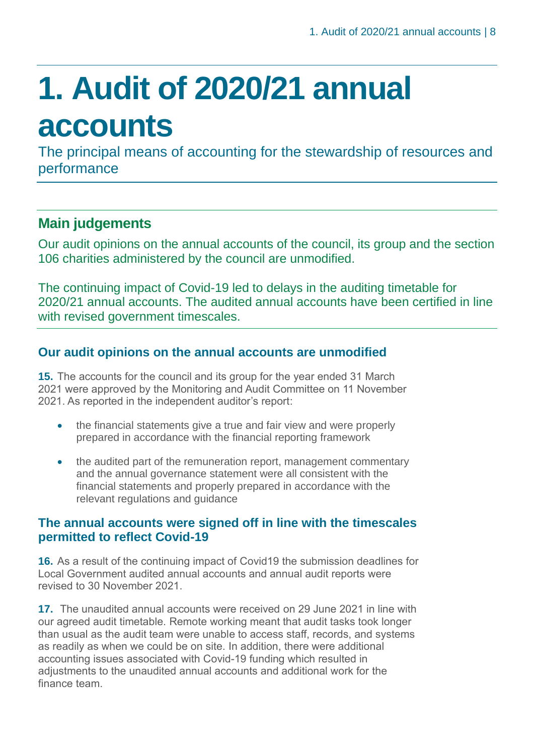# 1. Audit of 2020/21 annual accounts

The principal means of accounting for the stewardship of resources and performance

## Main judgements

Our audit opinions on the annual accounts of the council, its group and the section 106 charities administered by the council are unmodified.

The continuing impact of Covid-19 led to delays in the auditing timetable for 2020/21 annual accounts. The audited annual accounts have been certified in line with revised government timescales.

### Our audit opinions on the annual accounts are unmodified

**15.** The accounts for the council and its group for the year ended 31 March 2021 were approved by the Monitoring and Audit Committee on 11 November 2021. As reported in the independent auditor's report:

- the financial statements give a true and fair view and were properly prepared in accordance with the financial reporting framework
- the audited part of the remuneration report, management commentary and the annual governance statement were all consistent with the financial statements and properly prepared in accordance with the relevant regulations and guidance

### The annual accounts were signed off in line with the timescales permitted to reflect Covid-19

**16.** As a result of the continuing impact of Covid19 the submission deadlines for Local Government audited annual accounts and annual audit reports were revised to 30 November 2021.

**17.** The unaudited annual accounts were received on 29 June 2021 in line with our agreed audit timetable. Remote working meant that audit tasks took longer than usual as the audit team were unable to access staff, records, and systems as readily as when we could be on site. In addition, there were additional accounting issues associated with Covid-19 funding which resulted in adjustments to the unaudited annual accounts and additional work for the finance team.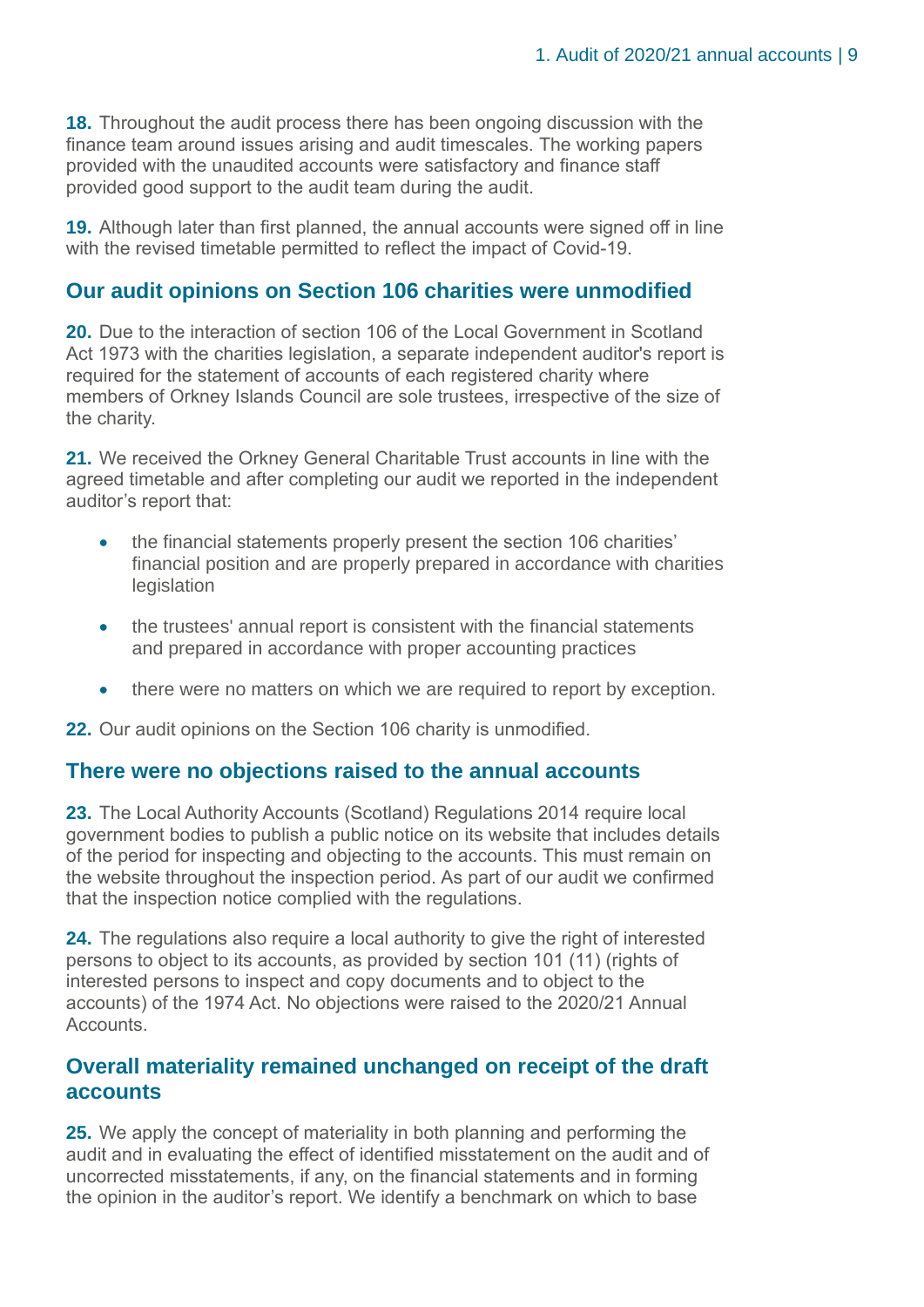**18.** Throughout the audit process there has been ongoing discussion with the finance team around issues arising and audit timescales. The working papers provided with the unaudited accounts were satisfactory and finance staff provided good support to the audit team during the audit.

**19.** Although later than first planned, the annual accounts were signed off in line with the revised timetable permitted to reflect the impact of Covid-19.

## Our audit opinions on Section 106 charities were unmodified

**20.** Due to the interaction of section 106 of the Local Government in Scotland Act 1973 with the charities legislation, a separate independent auditor's report is required for the statement of accounts of each registered charity where members of Orkney Islands Council are sole trustees, irrespective of the size of the charity.

**21.** We received the Orkney General Charitable Trust accounts in line with the agreed timetable and after completing our audit we reported in the independent auditor's report that:

- the financial statements properly present the section 106 charities' financial position and are properly prepared in accordance with charities legislation
- the trustees' annual report is consistent with the financial statements and prepared in accordance with proper accounting practices
- there were no matters on which we are required to report by exception.

**22.** Our audit opinions on the Section 106 charity is unmodified.

## There were no objections raised to the annual accounts

**23.** The Local Authority Accounts (Scotland) Regulations 2014 require local government bodies to publish a public notice on its website that includes details of the period for inspecting and objecting to the accounts. This must remain on the website throughout the inspection period. As part of our audit we confirmed that the inspection notice complied with the regulations.

**24.** The regulations also require a local authority to give the right of interested persons to object to its accounts, as provided by section 101 (11) (rights of interested persons to inspect and copy documents and to object to the accounts) of the 1974 Act. No objections were raised to the 2020/21 Annual Accounts.

## Overall materiality remained unchanged on receipt of the draft accounts

**25.** We apply the concept of materiality in both planning and performing the audit and in evaluating the effect of identified misstatement on the audit and of uncorrected misstatements, if any, on the financial statements and in forming the opinion in the auditor's report. We identify a benchmark on which to base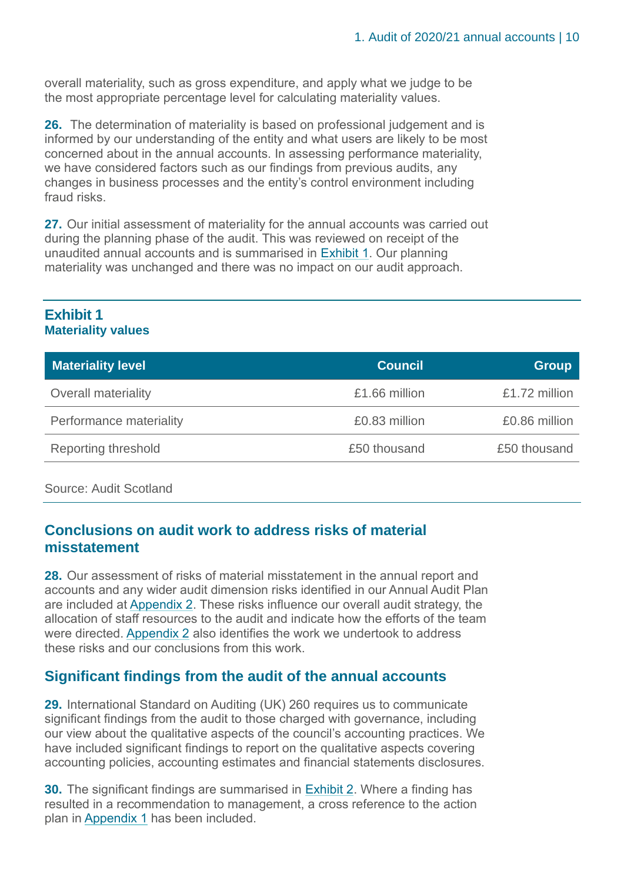overall materiality, such as gross expenditure, and apply what we judge to be the most appropriate percentage level for calculating materiality values.

**26.** The determination of materiality is based on professional judgement and is informed by our understanding of the entity and what users are likely to be most concerned about in the annual accounts. In assessing performance materiality, we have considered factors such as our findings from previous audits, any changes in business processes and the entity's control environment including fraud risks.

**27.** Our initial assessment of materiality for the annual accounts was carried out during the planning phase of the audit. This was reviewed on receipt of the unaudited annual accounts and is summarised in Exhibit 1. Our planning materiality was unchanged and there was no impact on our audit approach.

### Exhibit 1
**Materiality values**

| Materiality level | Council | Group |
|---|---|---|
| Overall materiality | £1.66 million | £1.72 million |
| Performance materiality | £0.83 million | £0.86 million |
| Reporting threshold | £50 thousand | £50 thousand |

Source: Audit Scotland

## Conclusions on audit work to address risks of material misstatement

**28.** Our assessment of risks of material misstatement in the annual report and accounts and any wider audit dimension risks identified in our Annual Audit Plan are included at Appendix 2. These risks influence our overall audit strategy, the allocation of staff resources to the audit and indicate how the efforts of the team were directed. Appendix 2 also identifies the work we undertook to address these risks and our conclusions from this work.

## Significant findings from the audit of the annual accounts

**29.** International Standard on Auditing (UK) 260 requires us to communicate significant findings from the audit to those charged with governance, including our view about the qualitative aspects of the council's accounting practices. We have included significant findings to report on the qualitative aspects covering accounting policies, accounting estimates and financial statements disclosures.

**30.** The significant findings are summarised in Exhibit 2. Where a finding has resulted in a recommendation to management, a cross reference to the action plan in Appendix 1 has been included.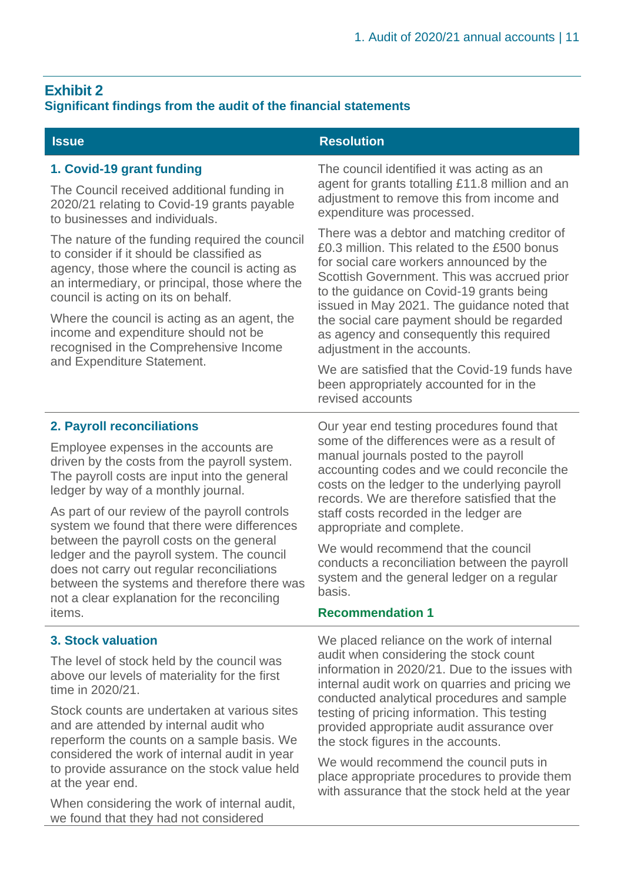## Exhibit 2

**Significant findings from the audit of the financial statements**

| Issue | Resolution |
|---|---|
| **1. Covid-19 grant funding**<br><br>The Council received additional funding in 2020/21 relating to Covid-19 grants payable to businesses and individuals.<br><br>The nature of the funding required the council to consider if it should be classified as agency, those where the council is acting as an intermediary, or principal, those where the council is acting on its on behalf.<br><br>Where the council is acting as an agent, the income and expenditure should not be recognised in the Comprehensive Income and Expenditure Statement. | The council identified it was acting as an agent for grants totalling £11.8 million and an adjustment to remove this from income and expenditure was processed.<br><br>There was a debtor and matching creditor of £0.3 million. This related to the £500 bonus for social care workers announced by the Scottish Government. This was accrued prior to the guidance on Covid-19 grants being issued in May 2021. The guidance noted that the social care payment should be regarded as agency and consequently this required adjustment in the accounts.<br><br>We are satisfied that the Covid-19 funds have been appropriately accounted for in the revised accounts |
| **2. Payroll reconciliations**<br><br>Employee expenses in the accounts are driven by the costs from the payroll system. The payroll costs are input into the general ledger by way of a monthly journal.<br><br>As part of our review of the payroll controls system we found that there were differences between the payroll costs on the general ledger and the payroll system. The council does not carry out regular reconciliations between the systems and therefore there was not a clear explanation for the reconciling items. | Our year end testing procedures found that some of the differences were as a result of manual journals posted to the payroll accounting codes and we could reconcile the costs on the ledger to the underlying payroll records. We are therefore satisfied that the staff costs recorded in the ledger are appropriate and complete.<br><br>We would recommend that the council conducts a reconciliation between the payroll system and the general ledger on a regular basis.<br><br>**Recommendation 1** |
| **3. Stock valuation**<br><br>The level of stock held by the council was above our levels of materiality for the first time in 2020/21.<br><br>Stock counts are undertaken at various sites and are attended by internal audit who reperform the counts on a sample basis. We considered the work of internal audit in year to provide assurance on the stock value held at the year end.<br><br>When considering the work of internal audit, we found that they had not considered | We placed reliance on the work of internal audit when considering the stock count information in 2020/21. Due to the issues with internal audit work on quarries and pricing we conducted analytical procedures and sample testing of pricing information. This testing provided appropriate audit assurance over the stock figures in the accounts.<br><br>We would recommend the council puts in place appropriate procedures to provide them with assurance that the stock held at the year |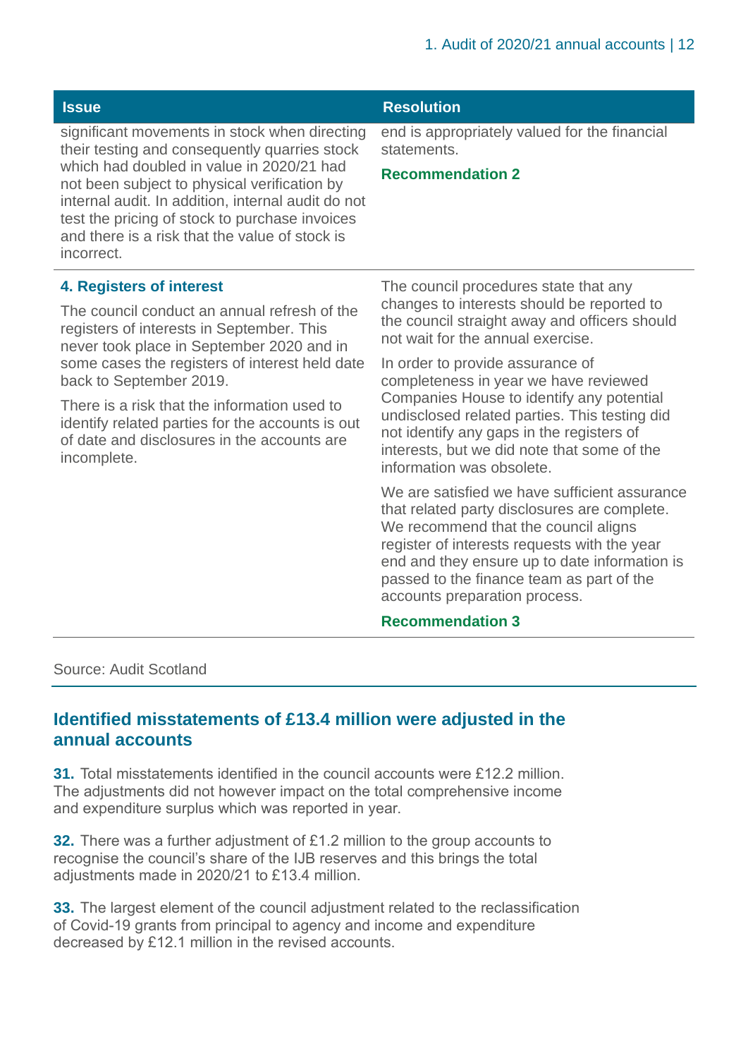| Issue | Resolution |
|---|---|
| significant movements in stock when directing their testing and consequently quarries stock which had doubled in value in 2020/21 had not been subject to physical verification by internal audit. In addition, internal audit do not test the pricing of stock to purchase invoices and there is a risk that the value of stock is incorrect. | end is appropriately valued for the financial statements.<br><br>**Recommendation 2** |
| **4. Registers of interest**<br><br>The council conduct an annual refresh of the registers of interests in September. This never took place in September 2020 and in some cases the registers of interest held date back to September 2019.<br><br>There is a risk that the information used to identify related parties for the accounts is out of date and disclosures in the accounts are incomplete. | The council procedures state that any changes to interests should be reported to the council straight away and officers should not wait for the annual exercise.<br><br>In order to provide assurance of completeness in year we have reviewed Companies House to identify any potential undisclosed related parties. This testing did not identify any gaps in the registers of interests, but we did note that some of the information was obsolete.<br><br>We are satisfied we have sufficient assurance that related party disclosures are complete. We recommend that the council aligns register of interests requests with the year end and they ensure up to date information is passed to the finance team as part of the accounts preparation process.<br><br>**Recommendation 3** |

Source: Audit Scotland

## Identified misstatements of £13.4 million were adjusted in the annual accounts

**31.** Total misstatements identified in the council accounts were £12.2 million. The adjustments did not however impact on the total comprehensive income and expenditure surplus which was reported in year.

**32.** There was a further adjustment of £1.2 million to the group accounts to recognise the council's share of the IJB reserves and this brings the total adjustments made in 2020/21 to £13.4 million.

**33.** The largest element of the council adjustment related to the reclassification of Covid-19 grants from principal to agency and income and expenditure decreased by £12.1 million in the revised accounts.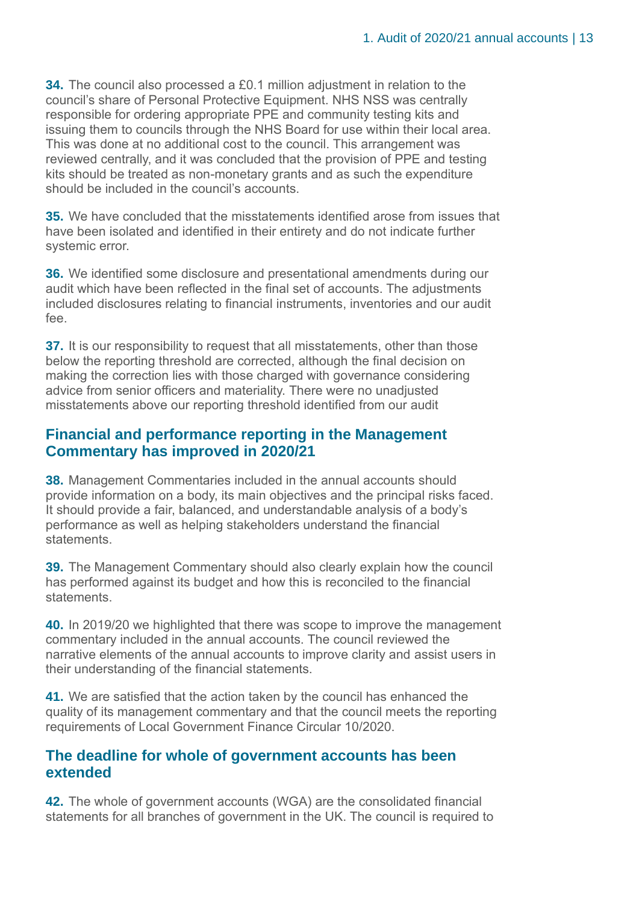**34.** The council also processed a £0.1 million adjustment in relation to the council's share of Personal Protective Equipment. NHS NSS was centrally responsible for ordering appropriate PPE and community testing kits and issuing them to councils through the NHS Board for use within their local area. This was done at no additional cost to the council. This arrangement was reviewed centrally, and it was concluded that the provision of PPE and testing kits should be treated as non-monetary grants and as such the expenditure should be included in the council's accounts.

**35.** We have concluded that the misstatements identified arose from issues that have been isolated and identified in their entirety and do not indicate further systemic error.

**36.** We identified some disclosure and presentational amendments during our audit which have been reflected in the final set of accounts. The adjustments included disclosures relating to financial instruments, inventories and our audit fee.

**37.** It is our responsibility to request that all misstatements, other than those below the reporting threshold are corrected, although the final decision on making the correction lies with those charged with governance considering advice from senior officers and materiality. There were no unadjusted misstatements above our reporting threshold identified from our audit

## Financial and performance reporting in the Management Commentary has improved in 2020/21

**38.** Management Commentaries included in the annual accounts should provide information on a body, its main objectives and the principal risks faced. It should provide a fair, balanced, and understandable analysis of a body's performance as well as helping stakeholders understand the financial statements.

**39.** The Management Commentary should also clearly explain how the council has performed against its budget and how this is reconciled to the financial statements.

**40.** In 2019/20 we highlighted that there was scope to improve the management commentary included in the annual accounts. The council reviewed the narrative elements of the annual accounts to improve clarity and assist users in their understanding of the financial statements.

**41.** We are satisfied that the action taken by the council has enhanced the quality of its management commentary and that the council meets the reporting requirements of Local Government Finance Circular 10/2020.

## The deadline for whole of government accounts has been extended

**42.** The whole of government accounts (WGA) are the consolidated financial statements for all branches of government in the UK. The council is required to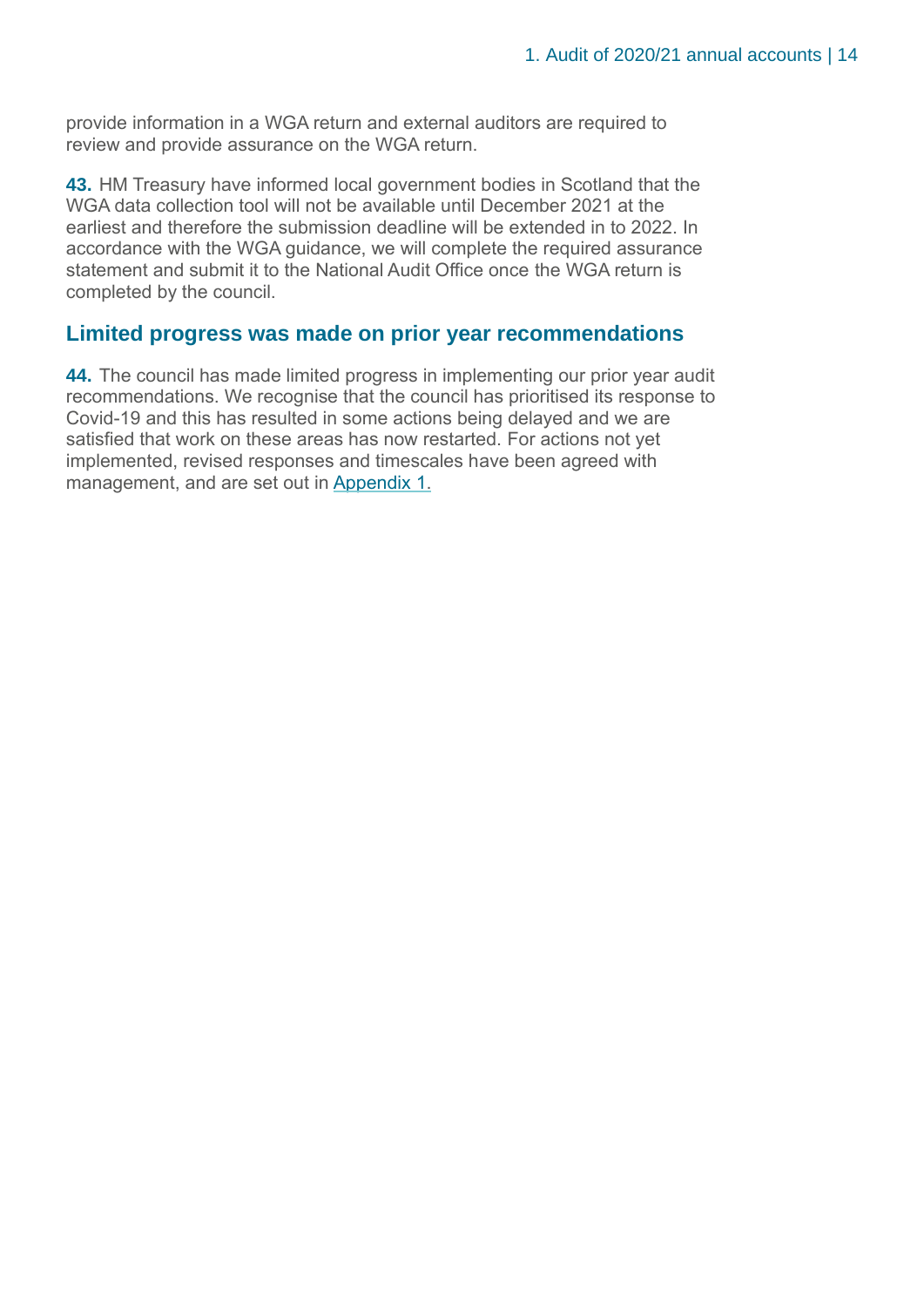provide information in a WGA return and external auditors are required to review and provide assurance on the WGA return.

**43.** HM Treasury have informed local government bodies in Scotland that the WGA data collection tool will not be available until December 2021 at the earliest and therefore the submission deadline will be extended in to 2022. In accordance with the WGA guidance, we will complete the required assurance statement and submit it to the National Audit Office once the WGA return is completed by the council.

## Limited progress was made on prior year recommendations

**44.** The council has made limited progress in implementing our prior year audit recommendations. We recognise that the council has prioritised its response to Covid-19 and this has resulted in some actions being delayed and we are satisfied that work on these areas has now restarted. For actions not yet implemented, revised responses and timescales have been agreed with management, and are set out in Appendix 1.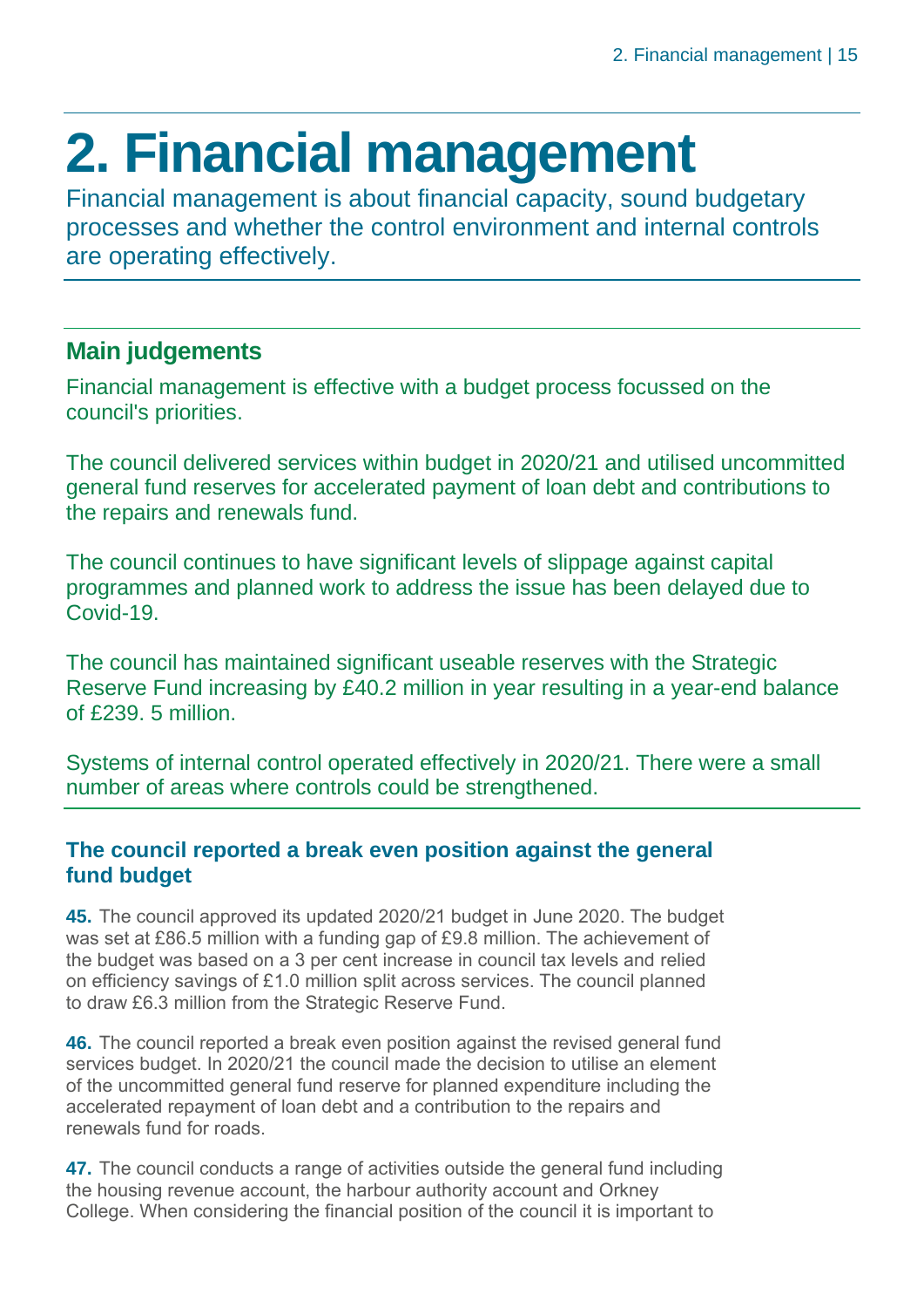# 2. Financial management

Financial management is about financial capacity, sound budgetary processes and whether the control environment and internal controls are operating effectively.

## Main judgements

Financial management is effective with a budget process focussed on the council's priorities.

The council delivered services within budget in 2020/21 and utilised uncommitted general fund reserves for accelerated payment of loan debt and contributions to the repairs and renewals fund.

The council continues to have significant levels of slippage against capital programmes and planned work to address the issue has been delayed due to Covid-19.

The council has maintained significant useable reserves with the Strategic Reserve Fund increasing by £40.2 million in year resulting in a year-end balance of £239. 5 million.

Systems of internal control operated effectively in 2020/21. There were a small number of areas where controls could be strengthened.

### The council reported a break even position against the general fund budget

**45.** The council approved its updated 2020/21 budget in June 2020. The budget was set at £86.5 million with a funding gap of £9.8 million. The achievement of the budget was based on a 3 per cent increase in council tax levels and relied on efficiency savings of £1.0 million split across services. The council planned to draw £6.3 million from the Strategic Reserve Fund.

**46.** The council reported a break even position against the revised general fund services budget. In 2020/21 the council made the decision to utilise an element of the uncommitted general fund reserve for planned expenditure including the accelerated repayment of loan debt and a contribution to the repairs and renewals fund for roads.

**47.** The council conducts a range of activities outside the general fund including the housing revenue account, the harbour authority account and Orkney College. When considering the financial position of the council it is important to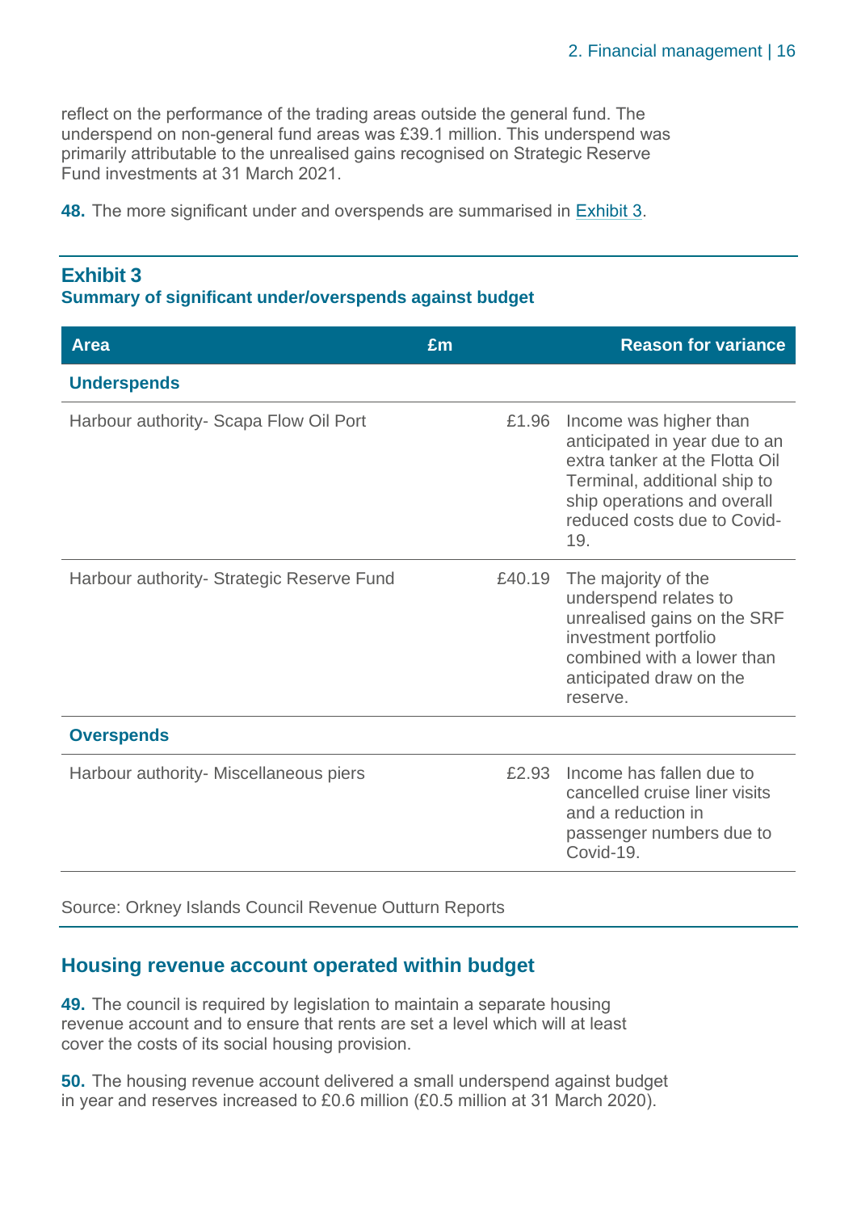reflect on the performance of the trading areas outside the general fund. The underspend on non-general fund areas was £39.1 million. This underspend was primarily attributable to the unrealised gains recognised on Strategic Reserve Fund investments at 31 March 2021.

**48.** The more significant under and overspends are summarised in Exhibit 3.

### Exhibit 3
**Summary of significant under/overspends against budget**

| Area | £m | Reason for variance |
|---|---|---|
| **Underspends** | | |
| Harbour authority- Scapa Flow Oil Port | £1.96 | Income was higher than anticipated in year due to an extra tanker at the Flotta Oil Terminal, additional ship to ship operations and overall reduced costs due to Covid-19. |
| Harbour authority- Strategic Reserve Fund | £40.19 | The majority of the underspend relates to unrealised gains on the SRF investment portfolio combined with a lower than anticipated draw on the reserve. |
| **Overspends** | | |
| Harbour authority- Miscellaneous piers | £2.93 | Income has fallen due to cancelled cruise liner visits and a reduction in passenger numbers due to Covid-19. |

Source: Orkney Islands Council Revenue Outturn Reports

## Housing revenue account operated within budget

**49.** The council is required by legislation to maintain a separate housing revenue account and to ensure that rents are set a level which will at least cover the costs of its social housing provision.

**50.** The housing revenue account delivered a small underspend against budget in year and reserves increased to £0.6 million (£0.5 million at 31 March 2020).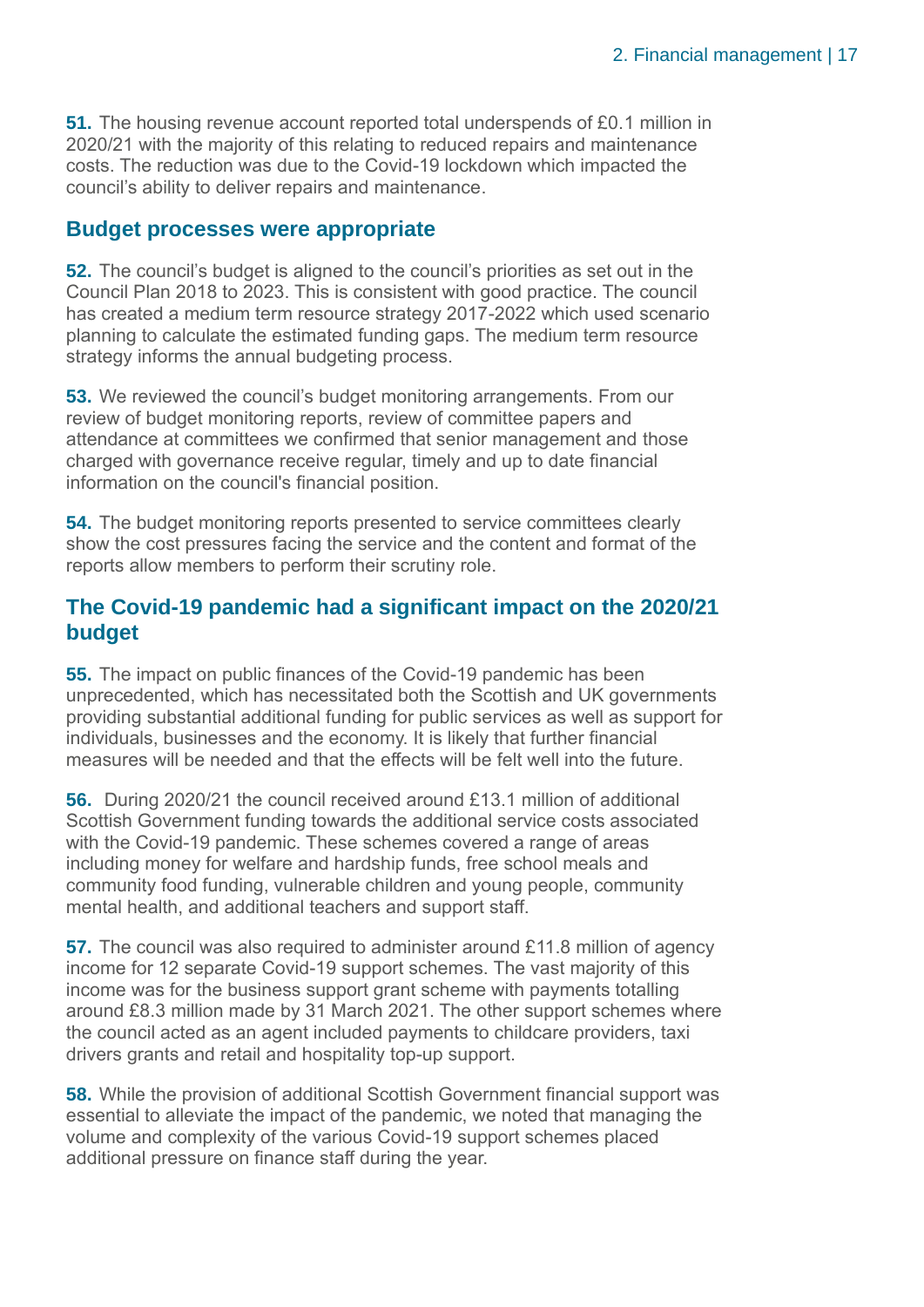**51.** The housing revenue account reported total underspends of £0.1 million in 2020/21 with the majority of this relating to reduced repairs and maintenance costs. The reduction was due to the Covid-19 lockdown which impacted the council's ability to deliver repairs and maintenance.

## Budget processes were appropriate

**52.** The council's budget is aligned to the council's priorities as set out in the Council Plan 2018 to 2023. This is consistent with good practice. The council has created a medium term resource strategy 2017-2022 which used scenario planning to calculate the estimated funding gaps. The medium term resource strategy informs the annual budgeting process.

**53.** We reviewed the council's budget monitoring arrangements. From our review of budget monitoring reports, review of committee papers and attendance at committees we confirmed that senior management and those charged with governance receive regular, timely and up to date financial information on the council's financial position.

**54.** The budget monitoring reports presented to service committees clearly show the cost pressures facing the service and the content and format of the reports allow members to perform their scrutiny role.

## The Covid-19 pandemic had a significant impact on the 2020/21 budget

**55.** The impact on public finances of the Covid-19 pandemic has been unprecedented, which has necessitated both the Scottish and UK governments providing substantial additional funding for public services as well as support for individuals, businesses and the economy. It is likely that further financial measures will be needed and that the effects will be felt well into the future.

**56.** During 2020/21 the council received around £13.1 million of additional Scottish Government funding towards the additional service costs associated with the Covid-19 pandemic. These schemes covered a range of areas including money for welfare and hardship funds, free school meals and community food funding, vulnerable children and young people, community mental health, and additional teachers and support staff.

**57.** The council was also required to administer around £11.8 million of agency income for 12 separate Covid-19 support schemes. The vast majority of this income was for the business support grant scheme with payments totalling around £8.3 million made by 31 March 2021. The other support schemes where the council acted as an agent included payments to childcare providers, taxi drivers grants and retail and hospitality top-up support.

**58.** While the provision of additional Scottish Government financial support was essential to alleviate the impact of the pandemic, we noted that managing the volume and complexity of the various Covid-19 support schemes placed additional pressure on finance staff during the year.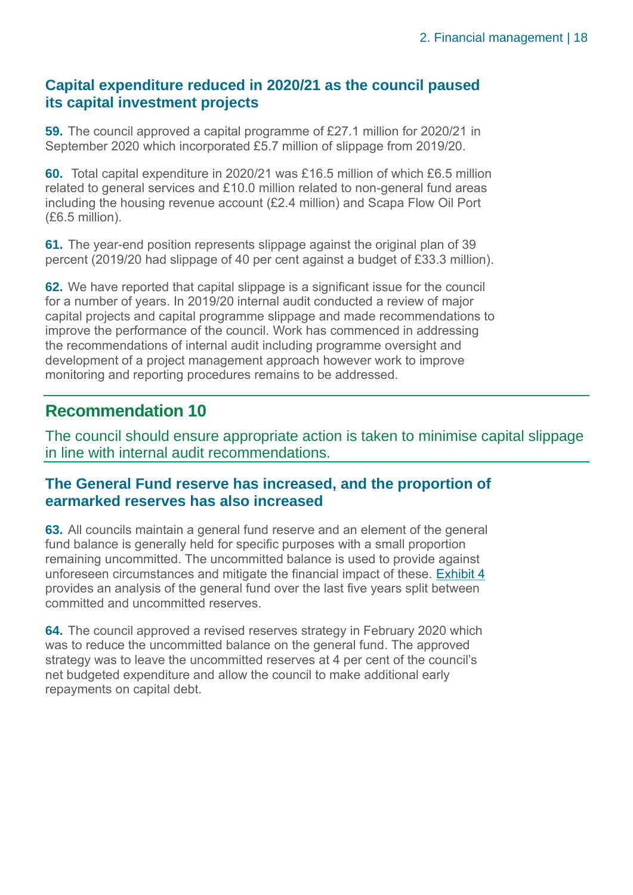### Capital expenditure reduced in 2020/21 as the council paused its capital investment projects

**59.** The council approved a capital programme of £27.1 million for 2020/21 in September 2020 which incorporated £5.7 million of slippage from 2019/20.

**60.** Total capital expenditure in 2020/21 was £16.5 million of which £6.5 million related to general services and £10.0 million related to non-general fund areas including the housing revenue account (£2.4 million) and Scapa Flow Oil Port (£6.5 million).

**61.** The year-end position represents slippage against the original plan of 39 percent (2019/20 had slippage of 40 per cent against a budget of £33.3 million).

**62.** We have reported that capital slippage is a significant issue for the council for a number of years. In 2019/20 internal audit conducted a review of major capital projects and capital programme slippage and made recommendations to improve the performance of the council. Work has commenced in addressing the recommendations of internal audit including programme oversight and development of a project management approach however work to improve monitoring and reporting procedures remains to be addressed.

## Recommendation 10

The council should ensure appropriate action is taken to minimise capital slippage in line with internal audit recommendations.

### The General Fund reserve has increased, and the proportion of earmarked reserves has also increased

**63.** All councils maintain a general fund reserve and an element of the general fund balance is generally held for specific purposes with a small proportion remaining uncommitted. The uncommitted balance is used to provide against unforeseen circumstances and mitigate the financial impact of these. Exhibit 4 provides an analysis of the general fund over the last five years split between committed and uncommitted reserves.

**64.** The council approved a revised reserves strategy in February 2020 which was to reduce the uncommitted balance on the general fund. The approved strategy was to leave the uncommitted reserves at 4 per cent of the council's net budgeted expenditure and allow the council to make additional early repayments on capital debt.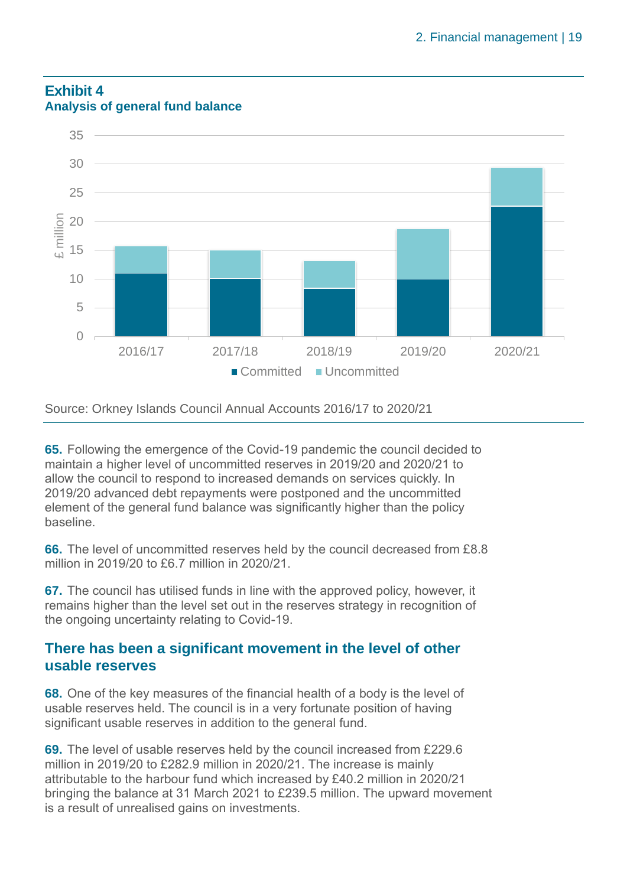## Exhibit 4

### Analysis of general fund balance

Source: Orkney Islands Council Annual Accounts 2016/17 to 2020/21

**65.** Following the emergence of the Covid-19 pandemic the council decided to maintain a higher level of uncommitted reserves in 2019/20 and 2020/21 to allow the council to respond to increased demands on services quickly. In 2019/20 advanced debt repayments were postponed and the uncommitted element of the general fund balance was significantly higher than the policy baseline.

**66.** The level of uncommitted reserves held by the council decreased from £8.8 million in 2019/20 to £6.7 million in 2020/21.

**67.** The council has utilised funds in line with the approved policy, however, it remains higher than the level set out in the reserves strategy in recognition of the ongoing uncertainty relating to Covid-19.

## There has been a significant movement in the level of other usable reserves

**68.** One of the key measures of the financial health of a body is the level of usable reserves held. The council is in a very fortunate position of having significant usable reserves in addition to the general fund.

**69.** The level of usable reserves held by the council increased from £229.6 million in 2019/20 to £282.9 million in 2020/21. The increase is mainly attributable to the harbour fund which increased by £40.2 million in 2020/21 bringing the balance at 31 March 2021 to £239.5 million. The upward movement is a result of unrealised gains on investments.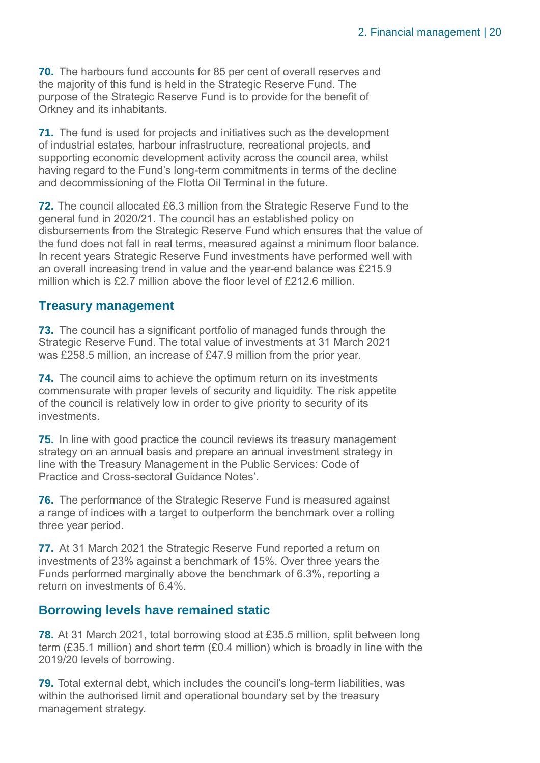**70.** The harbours fund accounts for 85 per cent of overall reserves and the majority of this fund is held in the Strategic Reserve Fund. The purpose of the Strategic Reserve Fund is to provide for the benefit of Orkney and its inhabitants.

**71.** The fund is used for projects and initiatives such as the development of industrial estates, harbour infrastructure, recreational projects, and supporting economic development activity across the council area, whilst having regard to the Fund's long-term commitments in terms of the decline and decommissioning of the Flotta Oil Terminal in the future.

**72.** The council allocated £6.3 million from the Strategic Reserve Fund to the general fund in 2020/21. The council has an established policy on disbursements from the Strategic Reserve Fund which ensures that the value of the fund does not fall in real terms, measured against a minimum floor balance. In recent years Strategic Reserve Fund investments have performed well with an overall increasing trend in value and the year-end balance was £215.9 million which is £2.7 million above the floor level of £212.6 million.

## Treasury management

**73.** The council has a significant portfolio of managed funds through the Strategic Reserve Fund. The total value of investments at 31 March 2021 was £258.5 million, an increase of £47.9 million from the prior year.

**74.** The council aims to achieve the optimum return on its investments commensurate with proper levels of security and liquidity. The risk appetite of the council is relatively low in order to give priority to security of its investments.

**75.** In line with good practice the council reviews its treasury management strategy on an annual basis and prepare an annual investment strategy in line with the Treasury Management in the Public Services: Code of Practice and Cross-sectoral Guidance Notes'.

**76.** The performance of the Strategic Reserve Fund is measured against a range of indices with a target to outperform the benchmark over a rolling three year period.

**77.** At 31 March 2021 the Strategic Reserve Fund reported a return on investments of 23% against a benchmark of 15%. Over three years the Funds performed marginally above the benchmark of 6.3%, reporting a return on investments of 6.4%.

## Borrowing levels have remained static

**78.** At 31 March 2021, total borrowing stood at £35.5 million, split between long term (£35.1 million) and short term (£0.4 million) which is broadly in line with the 2019/20 levels of borrowing.

**79.** Total external debt, which includes the council's long-term liabilities, was within the authorised limit and operational boundary set by the treasury management strategy.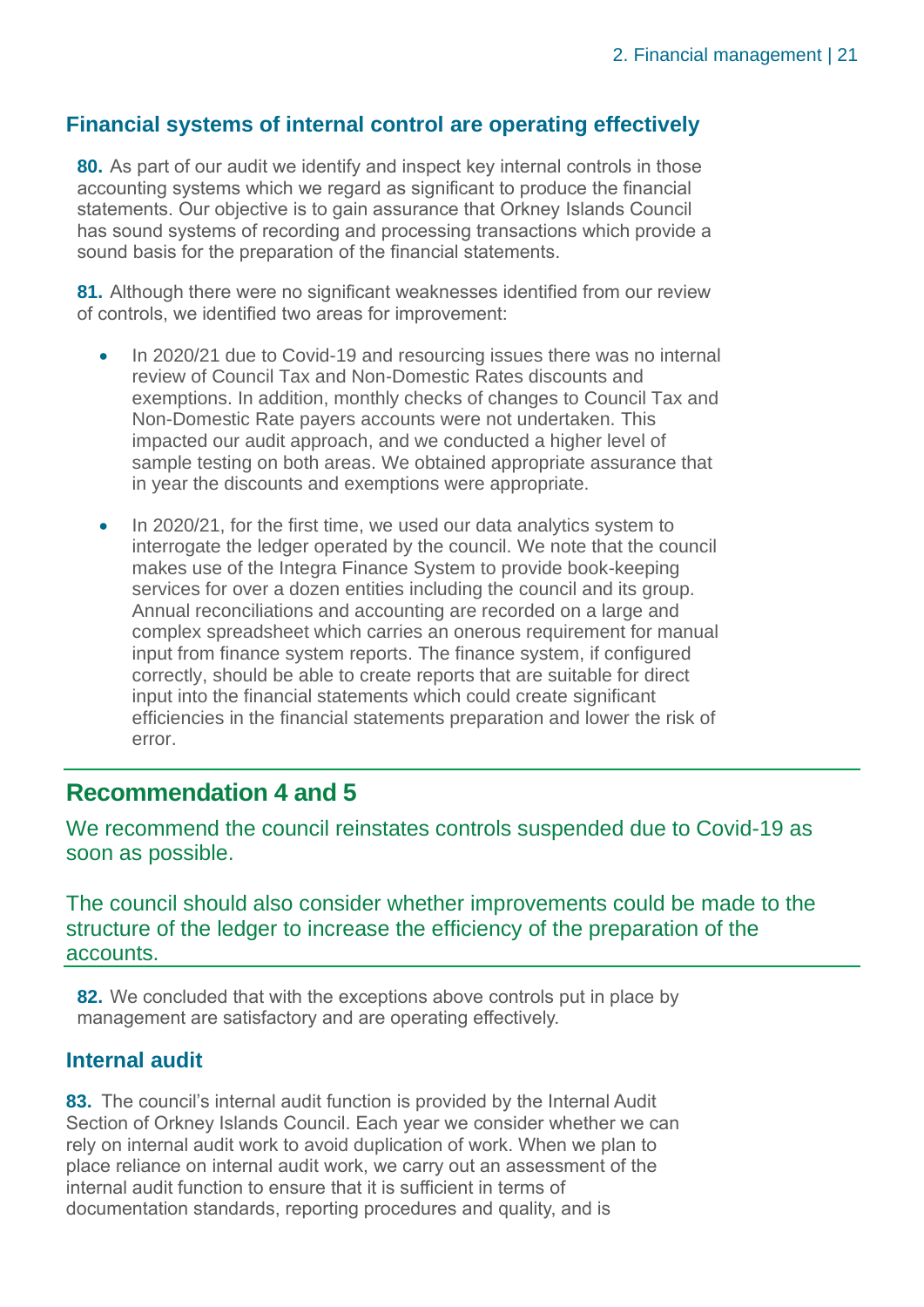## Financial systems of internal control are operating effectively

**80.** As part of our audit we identify and inspect key internal controls in those accounting systems which we regard as significant to produce the financial statements. Our objective is to gain assurance that Orkney Islands Council has sound systems of recording and processing transactions which provide a sound basis for the preparation of the financial statements.

**81.** Although there were no significant weaknesses identified from our review of controls, we identified two areas for improvement:

- In 2020/21 due to Covid-19 and resourcing issues there was no internal review of Council Tax and Non-Domestic Rates discounts and exemptions. In addition, monthly checks of changes to Council Tax and Non-Domestic Rate payers accounts were not undertaken. This impacted our audit approach, and we conducted a higher level of sample testing on both areas. We obtained appropriate assurance that in year the discounts and exemptions were appropriate.
- In 2020/21, for the first time, we used our data analytics system to interrogate the ledger operated by the council. We note that the council makes use of the Integra Finance System to provide book-keeping services for over a dozen entities including the council and its group. Annual reconciliations and accounting are recorded on a large and complex spreadsheet which carries an onerous requirement for manual input from finance system reports. The finance system, if configured correctly, should be able to create reports that are suitable for direct input into the financial statements which could create significant efficiencies in the financial statements preparation and lower the risk of error.

## Recommendation 4 and 5

We recommend the council reinstates controls suspended due to Covid-19 as soon as possible.

The council should also consider whether improvements could be made to the structure of the ledger to increase the efficiency of the preparation of the accounts.

**82.** We concluded that with the exceptions above controls put in place by management are satisfactory and are operating effectively.

## Internal audit

**83.** The council's internal audit function is provided by the Internal Audit Section of Orkney Islands Council. Each year we consider whether we can rely on internal audit work to avoid duplication of work. When we plan to place reliance on internal audit work, we carry out an assessment of the internal audit function to ensure that it is sufficient in terms of documentation standards, reporting procedures and quality, and is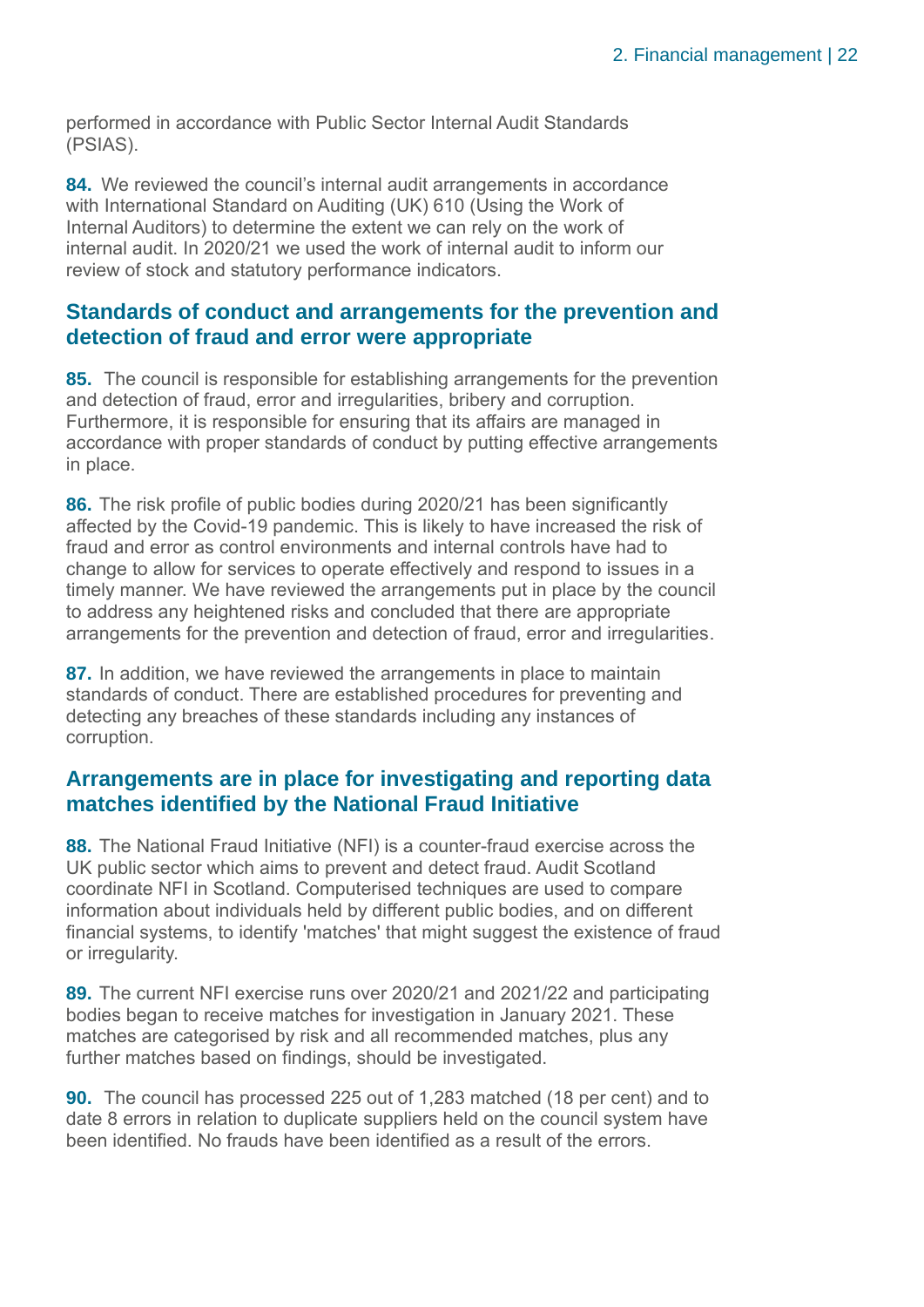performed in accordance with Public Sector Internal Audit Standards (PSIAS).

**84.** We reviewed the council's internal audit arrangements in accordance with International Standard on Auditing (UK) 610 (Using the Work of Internal Auditors) to determine the extent we can rely on the work of internal audit. In 2020/21 we used the work of internal audit to inform our review of stock and statutory performance indicators.

## Standards of conduct and arrangements for the prevention and detection of fraud and error were appropriate

**85.** The council is responsible for establishing arrangements for the prevention and detection of fraud, error and irregularities, bribery and corruption. Furthermore, it is responsible for ensuring that its affairs are managed in accordance with proper standards of conduct by putting effective arrangements in place.

**86.** The risk profile of public bodies during 2020/21 has been significantly affected by the Covid-19 pandemic. This is likely to have increased the risk of fraud and error as control environments and internal controls have had to change to allow for services to operate effectively and respond to issues in a timely manner. We have reviewed the arrangements put in place by the council to address any heightened risks and concluded that there are appropriate arrangements for the prevention and detection of fraud, error and irregularities.

**87.** In addition, we have reviewed the arrangements in place to maintain standards of conduct. There are established procedures for preventing and detecting any breaches of these standards including any instances of corruption.

## Arrangements are in place for investigating and reporting data matches identified by the National Fraud Initiative

**88.** The National Fraud Initiative (NFI) is a counter-fraud exercise across the UK public sector which aims to prevent and detect fraud. Audit Scotland coordinate NFI in Scotland. Computerised techniques are used to compare information about individuals held by different public bodies, and on different financial systems, to identify 'matches' that might suggest the existence of fraud or irregularity.

**89.** The current NFI exercise runs over 2020/21 and 2021/22 and participating bodies began to receive matches for investigation in January 2021. These matches are categorised by risk and all recommended matches, plus any further matches based on findings, should be investigated.

**90.** The council has processed 225 out of 1,283 matched (18 per cent) and to date 8 errors in relation to duplicate suppliers held on the council system have been identified. No frauds have been identified as a result of the errors.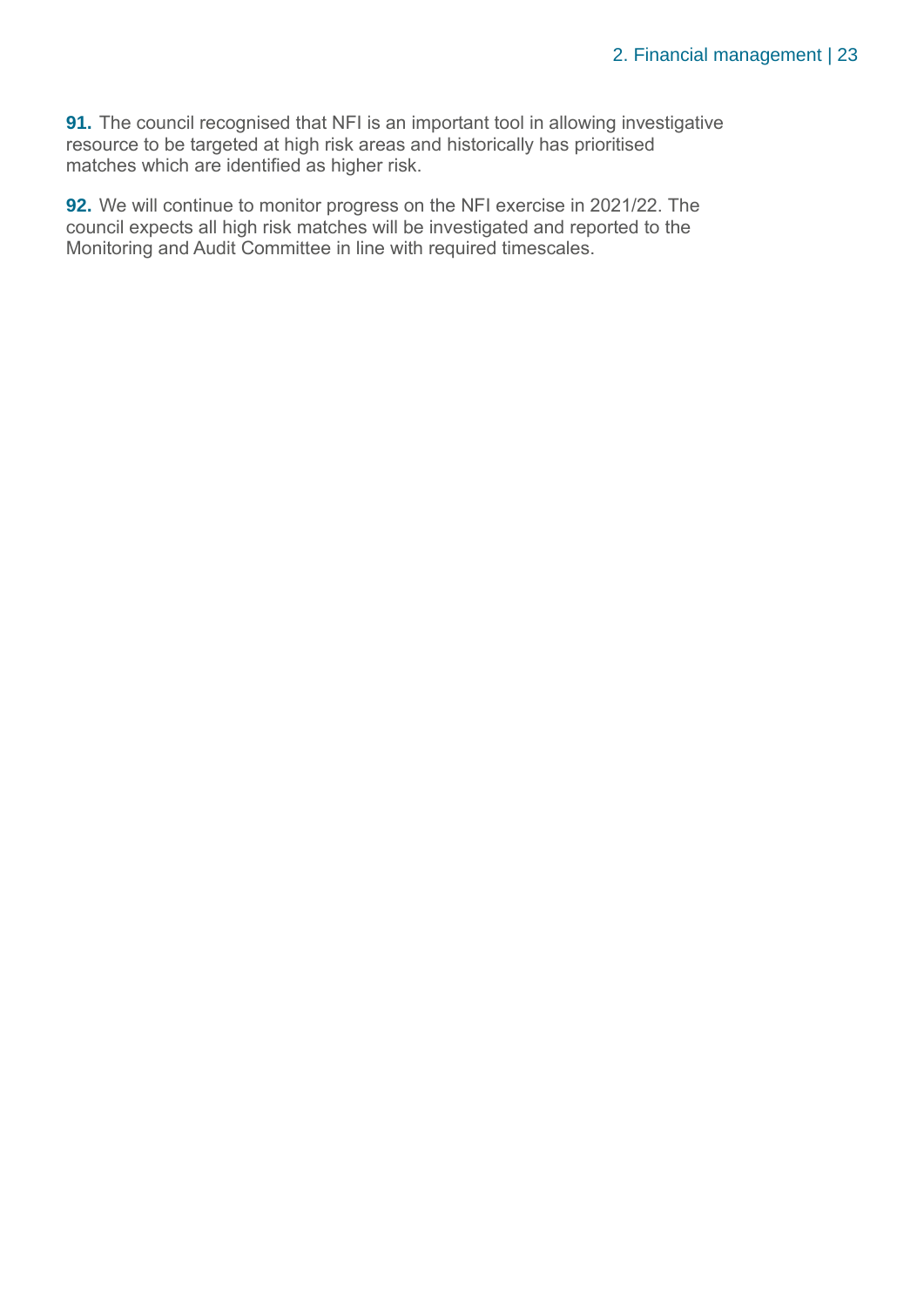**91.** The council recognised that NFI is an important tool in allowing investigative resource to be targeted at high risk areas and historically has prioritised matches which are identified as higher risk.

**92.** We will continue to monitor progress on the NFI exercise in 2021/22. The council expects all high risk matches will be investigated and reported to the Monitoring and Audit Committee in line with required timescales.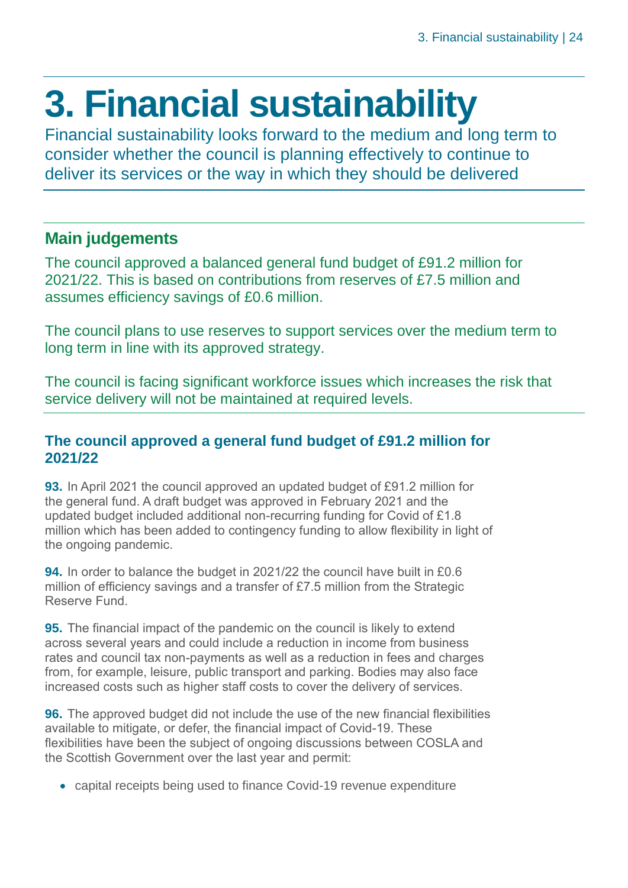# 3. Financial sustainability

Financial sustainability looks forward to the medium and long term to consider whether the council is planning effectively to continue to deliver its services or the way in which they should be delivered

## Main judgements

The council approved a balanced general fund budget of £91.2 million for 2021/22. This is based on contributions from reserves of £7.5 million and assumes efficiency savings of £0.6 million.

The council plans to use reserves to support services over the medium term to long term in line with its approved strategy.

The council is facing significant workforce issues which increases the risk that service delivery will not be maintained at required levels.

### The council approved a general fund budget of £91.2 million for 2021/22

**93.** In April 2021 the council approved an updated budget of £91.2 million for the general fund. A draft budget was approved in February 2021 and the updated budget included additional non-recurring funding for Covid of £1.8 million which has been added to contingency funding to allow flexibility in light of the ongoing pandemic.

**94.** In order to balance the budget in 2021/22 the council have built in £0.6 million of efficiency savings and a transfer of £7.5 million from the Strategic Reserve Fund.

**95.** The financial impact of the pandemic on the council is likely to extend across several years and could include a reduction in income from business rates and council tax non-payments as well as a reduction in fees and charges from, for example, leisure, public transport and parking. Bodies may also face increased costs such as higher staff costs to cover the delivery of services.

**96.** The approved budget did not include the use of the new financial flexibilities available to mitigate, or defer, the financial impact of Covid-19. These flexibilities have been the subject of ongoing discussions between COSLA and the Scottish Government over the last year and permit:

- capital receipts being used to finance Covid-19 revenue expenditure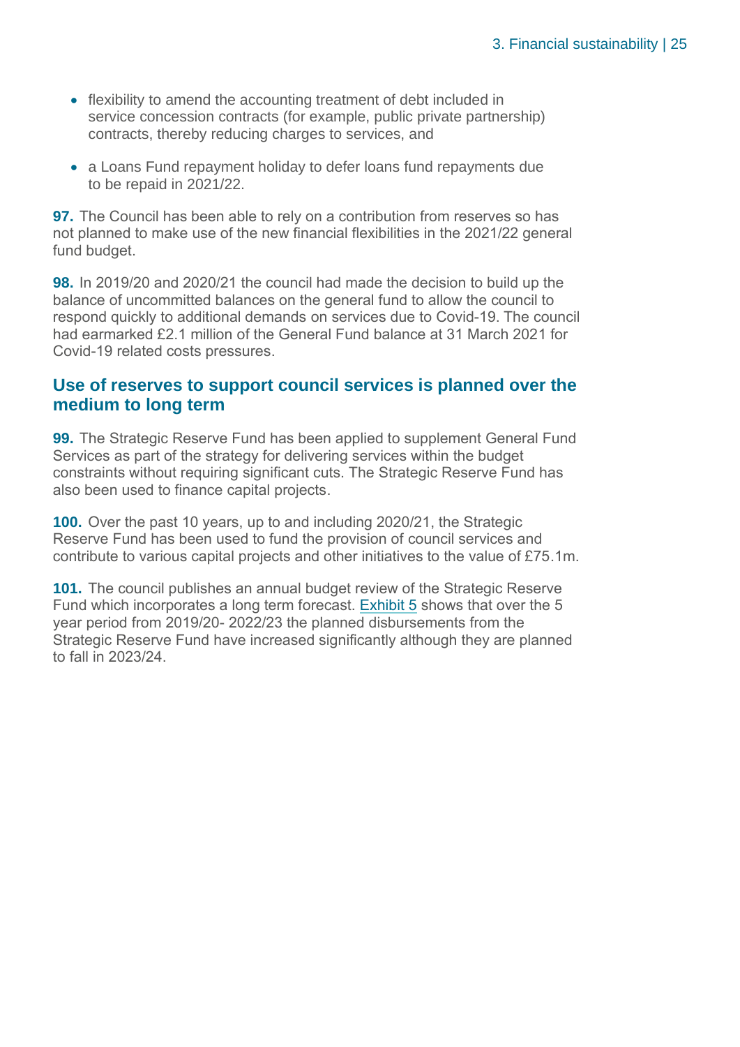- flexibility to amend the accounting treatment of debt included in service concession contracts (for example, public private partnership) contracts, thereby reducing charges to services, and
- a Loans Fund repayment holiday to defer loans fund repayments due to be repaid in 2021/22.

**97.** The Council has been able to rely on a contribution from reserves so has not planned to make use of the new financial flexibilities in the 2021/22 general fund budget.

**98.** In 2019/20 and 2020/21 the council had made the decision to build up the balance of uncommitted balances on the general fund to allow the council to respond quickly to additional demands on services due to Covid-19. The council had earmarked £2.1 million of the General Fund balance at 31 March 2021 for Covid-19 related costs pressures.

## Use of reserves to support council services is planned over the medium to long term

**99.** The Strategic Reserve Fund has been applied to supplement General Fund Services as part of the strategy for delivering services within the budget constraints without requiring significant cuts. The Strategic Reserve Fund has also been used to finance capital projects.

**100.** Over the past 10 years, up to and including 2020/21, the Strategic Reserve Fund has been used to fund the provision of council services and contribute to various capital projects and other initiatives to the value of £75.1m.

**101.** The council publishes an annual budget review of the Strategic Reserve Fund which incorporates a long term forecast. Exhibit 5 shows that over the 5 year period from 2019/20- 2022/23 the planned disbursements from the Strategic Reserve Fund have increased significantly although they are planned to fall in 2023/24.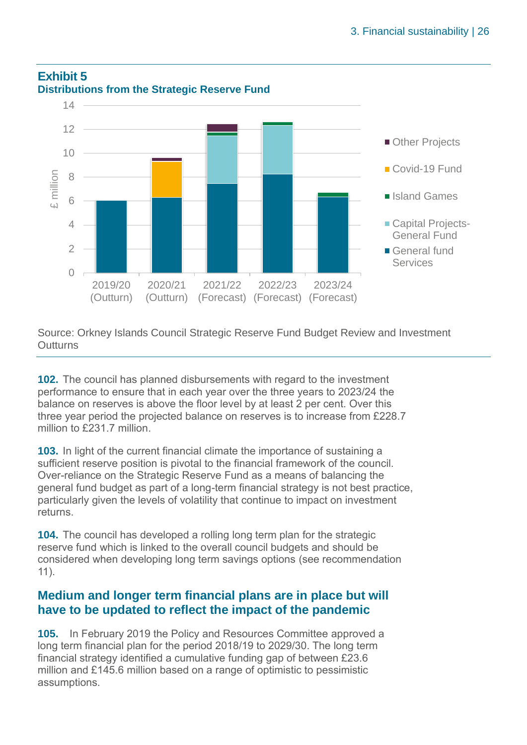**Exhibit 5**
**Distributions from the Strategic Reserve Fund**

Source: Orkney Islands Council Strategic Reserve Fund Budget Review and Investment Outturns

**102.** The council has planned disbursements with regard to the investment performance to ensure that in each year over the three years to 2023/24 the balance on reserves is above the floor level by at least 2 per cent. Over this three year period the projected balance on reserves is to increase from £228.7 million to £231.7 million.

**103.** In light of the current financial climate the importance of sustaining a sufficient reserve position is pivotal to the financial framework of the council. Over-reliance on the Strategic Reserve Fund as a means of balancing the general fund budget as part of a long-term financial strategy is not best practice, particularly given the levels of volatility that continue to impact on investment returns.

**104.** The council has developed a rolling long term plan for the strategic reserve fund which is linked to the overall council budgets and should be considered when developing long term savings options (see recommendation 11).

## Medium and longer term financial plans are in place but will have to be updated to reflect the impact of the pandemic

**105.** In February 2019 the Policy and Resources Committee approved a long term financial plan for the period 2018/19 to 2029/30. The long term financial strategy identified a cumulative funding gap of between £23.6 million and £145.6 million based on a range of optimistic to pessimistic assumptions.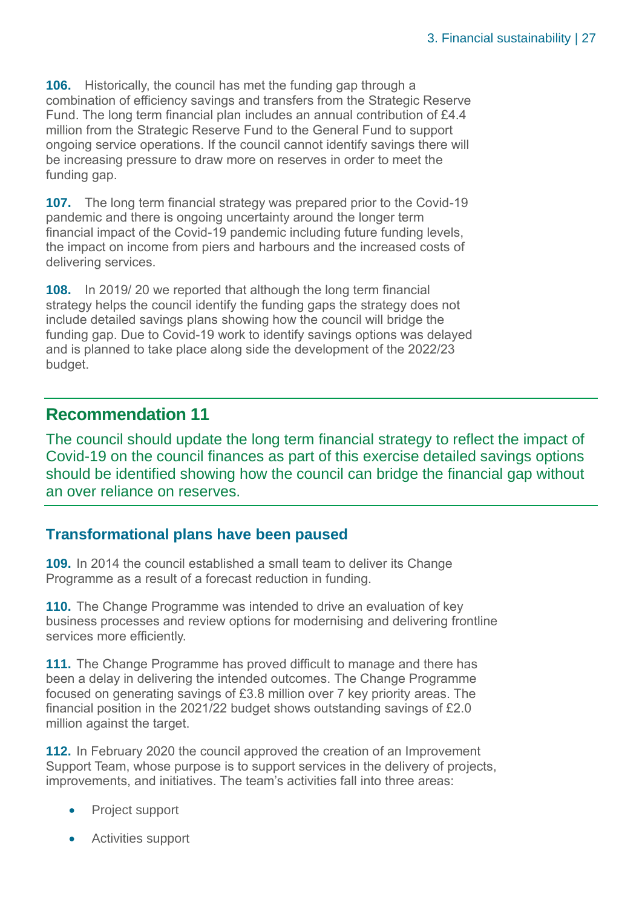**106.** Historically, the council has met the funding gap through a combination of efficiency savings and transfers from the Strategic Reserve Fund. The long term financial plan includes an annual contribution of £4.4 million from the Strategic Reserve Fund to the General Fund to support ongoing service operations. If the council cannot identify savings there will be increasing pressure to draw more on reserves in order to meet the funding gap.

**107.** The long term financial strategy was prepared prior to the Covid-19 pandemic and there is ongoing uncertainty around the longer term financial impact of the Covid-19 pandemic including future funding levels, the impact on income from piers and harbours and the increased costs of delivering services.

**108.** In 2019/ 20 we reported that although the long term financial strategy helps the council identify the funding gaps the strategy does not include detailed savings plans showing how the council will bridge the funding gap. Due to Covid-19 work to identify savings options was delayed and is planned to take place along side the development of the 2022/23 budget.

## Recommendation 11

The council should update the long term financial strategy to reflect the impact of Covid-19 on the council finances as part of this exercise detailed savings options should be identified showing how the council can bridge the financial gap without an over reliance on reserves.

### Transformational plans have been paused

**109.** In 2014 the council established a small team to deliver its Change Programme as a result of a forecast reduction in funding.

**110.** The Change Programme was intended to drive an evaluation of key business processes and review options for modernising and delivering frontline services more efficiently.

**111.** The Change Programme has proved difficult to manage and there has been a delay in delivering the intended outcomes. The Change Programme focused on generating savings of £3.8 million over 7 key priority areas. The financial position in the 2021/22 budget shows outstanding savings of £2.0 million against the target.

**112.** In February 2020 the council approved the creation of an Improvement Support Team, whose purpose is to support services in the delivery of projects, improvements, and initiatives. The team's activities fall into three areas:

- Project support
- Activities support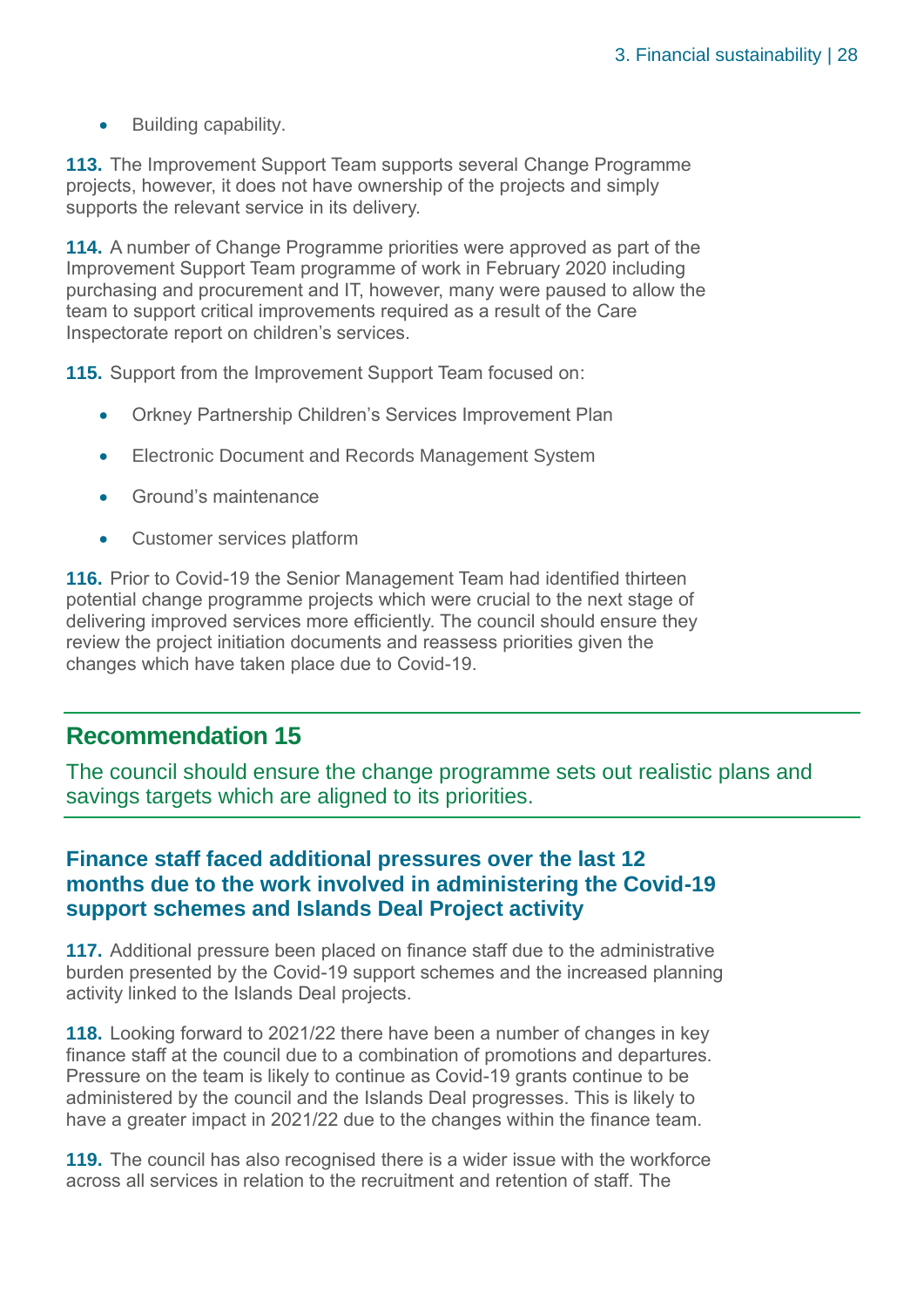- Building capability.

**113.** The Improvement Support Team supports several Change Programme projects, however, it does not have ownership of the projects and simply supports the relevant service in its delivery.

**114.** A number of Change Programme priorities were approved as part of the Improvement Support Team programme of work in February 2020 including purchasing and procurement and IT, however, many were paused to allow the team to support critical improvements required as a result of the Care Inspectorate report on children's services.

**115.** Support from the Improvement Support Team focused on:

- Orkney Partnership Children's Services Improvement Plan
- Electronic Document and Records Management System
- Ground's maintenance
- Customer services platform

**116.** Prior to Covid-19 the Senior Management Team had identified thirteen potential change programme projects which were crucial to the next stage of delivering improved services more efficiently. The council should ensure they review the project initiation documents and reassess priorities given the changes which have taken place due to Covid-19.

## Recommendation 15

The council should ensure the change programme sets out realistic plans and savings targets which are aligned to its priorities.

### Finance staff faced additional pressures over the last 12 months due to the work involved in administering the Covid-19 support schemes and Islands Deal Project activity

**117.** Additional pressure been placed on finance staff due to the administrative burden presented by the Covid-19 support schemes and the increased planning activity linked to the Islands Deal projects.

**118.** Looking forward to 2021/22 there have been a number of changes in key finance staff at the council due to a combination of promotions and departures. Pressure on the team is likely to continue as Covid-19 grants continue to be administered by the council and the Islands Deal progresses. This is likely to have a greater impact in 2021/22 due to the changes within the finance team.

**119.** The council has also recognised there is a wider issue with the workforce across all services in relation to the recruitment and retention of staff. The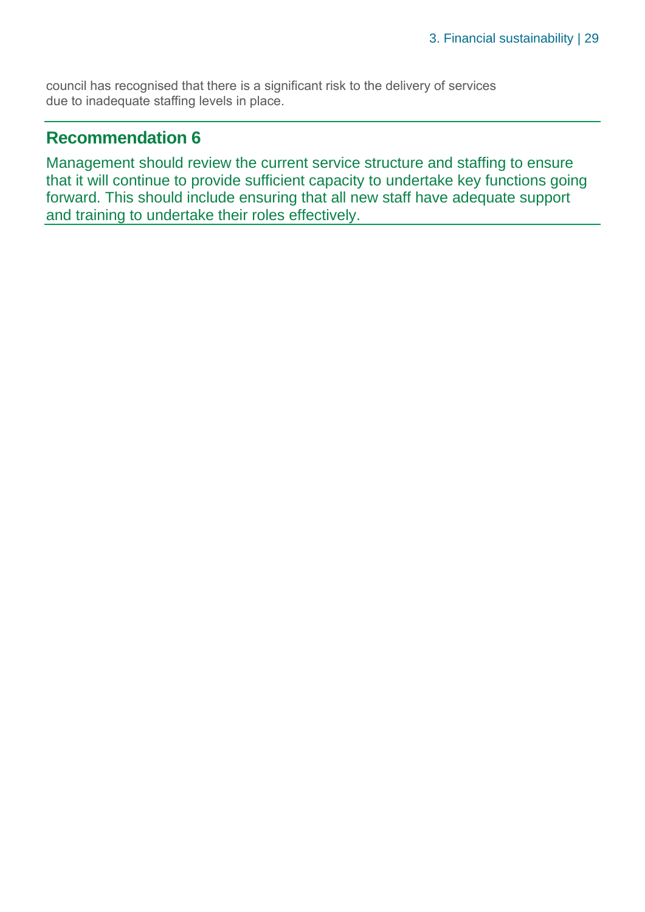council has recognised that there is a significant risk to the delivery of services due to inadequate staffing levels in place.

## Recommendation 6

Management should review the current service structure and staffing to ensure that it will continue to provide sufficient capacity to undertake key functions going forward. This should include ensuring that all new staff have adequate support and training to undertake their roles effectively.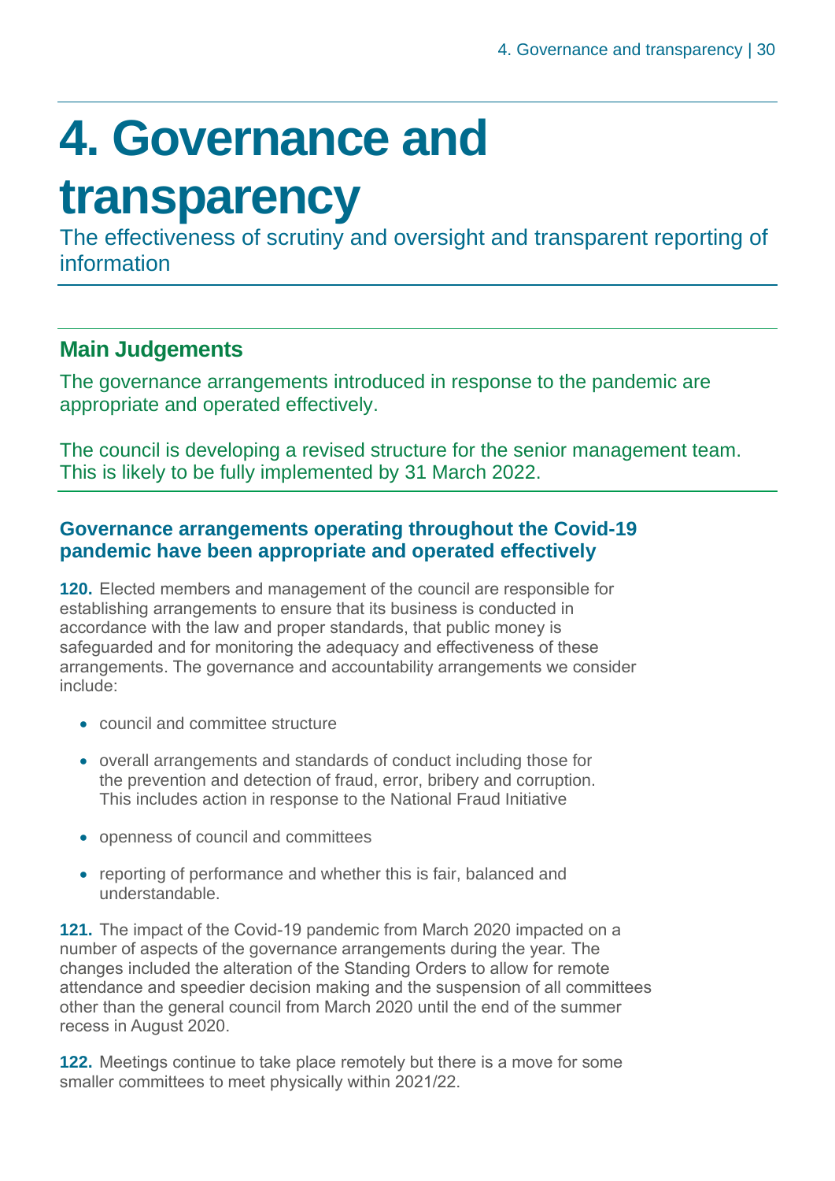# 4. Governance and transparency

The effectiveness of scrutiny and oversight and transparent reporting of information

## Main Judgements

The governance arrangements introduced in response to the pandemic are appropriate and operated effectively.

The council is developing a revised structure for the senior management team. This is likely to be fully implemented by 31 March 2022.

### Governance arrangements operating throughout the Covid-19 pandemic have been appropriate and operated effectively

**120.** Elected members and management of the council are responsible for establishing arrangements to ensure that its business is conducted in accordance with the law and proper standards, that public money is safeguarded and for monitoring the adequacy and effectiveness of these arrangements. The governance and accountability arrangements we consider include:

- council and committee structure
- overall arrangements and standards of conduct including those for the prevention and detection of fraud, error, bribery and corruption. This includes action in response to the National Fraud Initiative
- openness of council and committees
- reporting of performance and whether this is fair, balanced and understandable.

**121.** The impact of the Covid-19 pandemic from March 2020 impacted on a number of aspects of the governance arrangements during the year. The changes included the alteration of the Standing Orders to allow for remote attendance and speedier decision making and the suspension of all committees other than the general council from March 2020 until the end of the summer recess in August 2020.

**122.** Meetings continue to take place remotely but there is a move for some smaller committees to meet physically within 2021/22.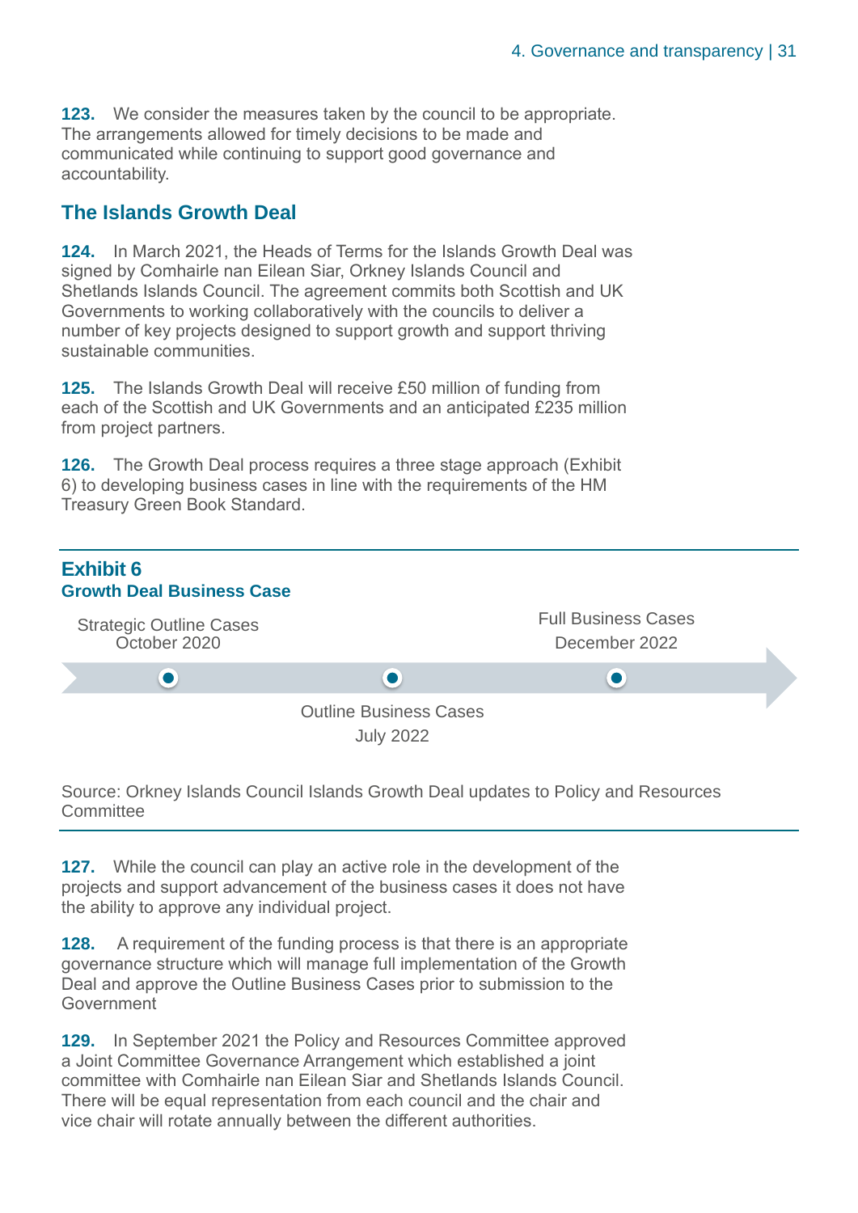**123.** We consider the measures taken by the council to be appropriate. The arrangements allowed for timely decisions to be made and communicated while continuing to support good governance and accountability.

## The Islands Growth Deal

**124.** In March 2021, the Heads of Terms for the Islands Growth Deal was signed by Comhairle nan Eilean Siar, Orkney Islands Council and Shetlands Islands Council. The agreement commits both Scottish and UK Governments to working collaboratively with the councils to deliver a number of key projects designed to support growth and support thriving sustainable communities.

**125.** The Islands Growth Deal will receive £50 million of funding from each of the Scottish and UK Governments and an anticipated £235 million from project partners.

**126.** The Growth Deal process requires a three stage approach (Exhibit 6) to developing business cases in line with the requirements of the HM Treasury Green Book Standard.

**Exhibit 6**
**Growth Deal Business Case**

- Strategic Outline Cases – October 2020
- Outline Business Cases – July 2022
- Full Business Cases – December 2022

Source: Orkney Islands Council Islands Growth Deal updates to Policy and Resources Committee

**127.** While the council can play an active role in the development of the projects and support advancement of the business cases it does not have the ability to approve any individual project.

**128.** A requirement of the funding process is that there is an appropriate governance structure which will manage full implementation of the Growth Deal and approve the Outline Business Cases prior to submission to the Government

**129.** In September 2021 the Policy and Resources Committee approved a Joint Committee Governance Arrangement which established a joint committee with Comhairle nan Eilean Siar and Shetlands Islands Council. There will be equal representation from each council and the chair and vice chair will rotate annually between the different authorities.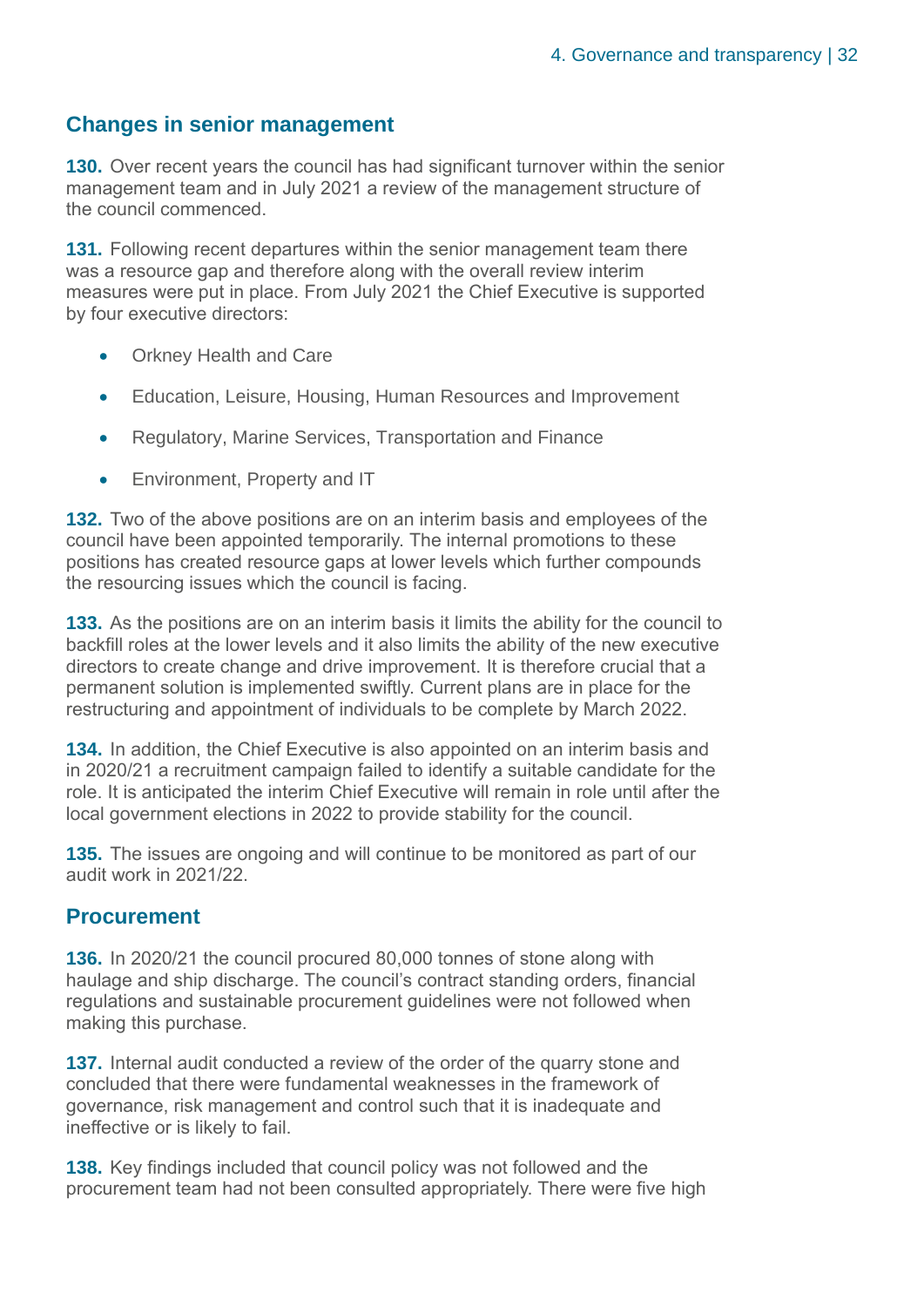## Changes in senior management

**130.** Over recent years the council has had significant turnover within the senior management team and in July 2021 a review of the management structure of the council commenced.

**131.** Following recent departures within the senior management team there was a resource gap and therefore along with the overall review interim measures were put in place. From July 2021 the Chief Executive is supported by four executive directors:

- Orkney Health and Care
- Education, Leisure, Housing, Human Resources and Improvement
- Regulatory, Marine Services, Transportation and Finance
- Environment, Property and IT

**132.** Two of the above positions are on an interim basis and employees of the council have been appointed temporarily. The internal promotions to these positions has created resource gaps at lower levels which further compounds the resourcing issues which the council is facing.

**133.** As the positions are on an interim basis it limits the ability for the council to backfill roles at the lower levels and it also limits the ability of the new executive directors to create change and drive improvement. It is therefore crucial that a permanent solution is implemented swiftly. Current plans are in place for the restructuring and appointment of individuals to be complete by March 2022.

**134.** In addition, the Chief Executive is also appointed on an interim basis and in 2020/21 a recruitment campaign failed to identify a suitable candidate for the role. It is anticipated the interim Chief Executive will remain in role until after the local government elections in 2022 to provide stability for the council.

**135.** The issues are ongoing and will continue to be monitored as part of our audit work in 2021/22.

## Procurement

**136.** In 2020/21 the council procured 80,000 tonnes of stone along with haulage and ship discharge. The council's contract standing orders, financial regulations and sustainable procurement guidelines were not followed when making this purchase.

**137.** Internal audit conducted a review of the order of the quarry stone and concluded that there were fundamental weaknesses in the framework of governance, risk management and control such that it is inadequate and ineffective or is likely to fail.

**138.** Key findings included that council policy was not followed and the procurement team had not been consulted appropriately. There were five high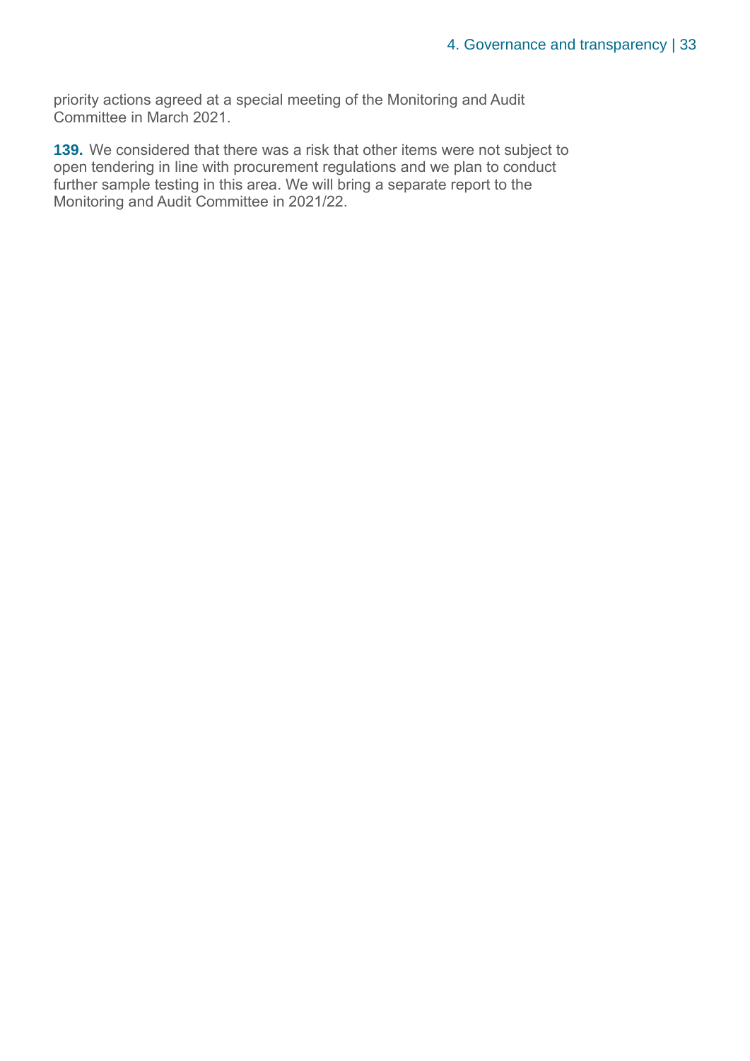priority actions agreed at a special meeting of the Monitoring and Audit Committee in March 2021.

**139.** We considered that there was a risk that other items were not subject to open tendering in line with procurement regulations and we plan to conduct further sample testing in this area. We will bring a separate report to the Monitoring and Audit Committee in 2021/22.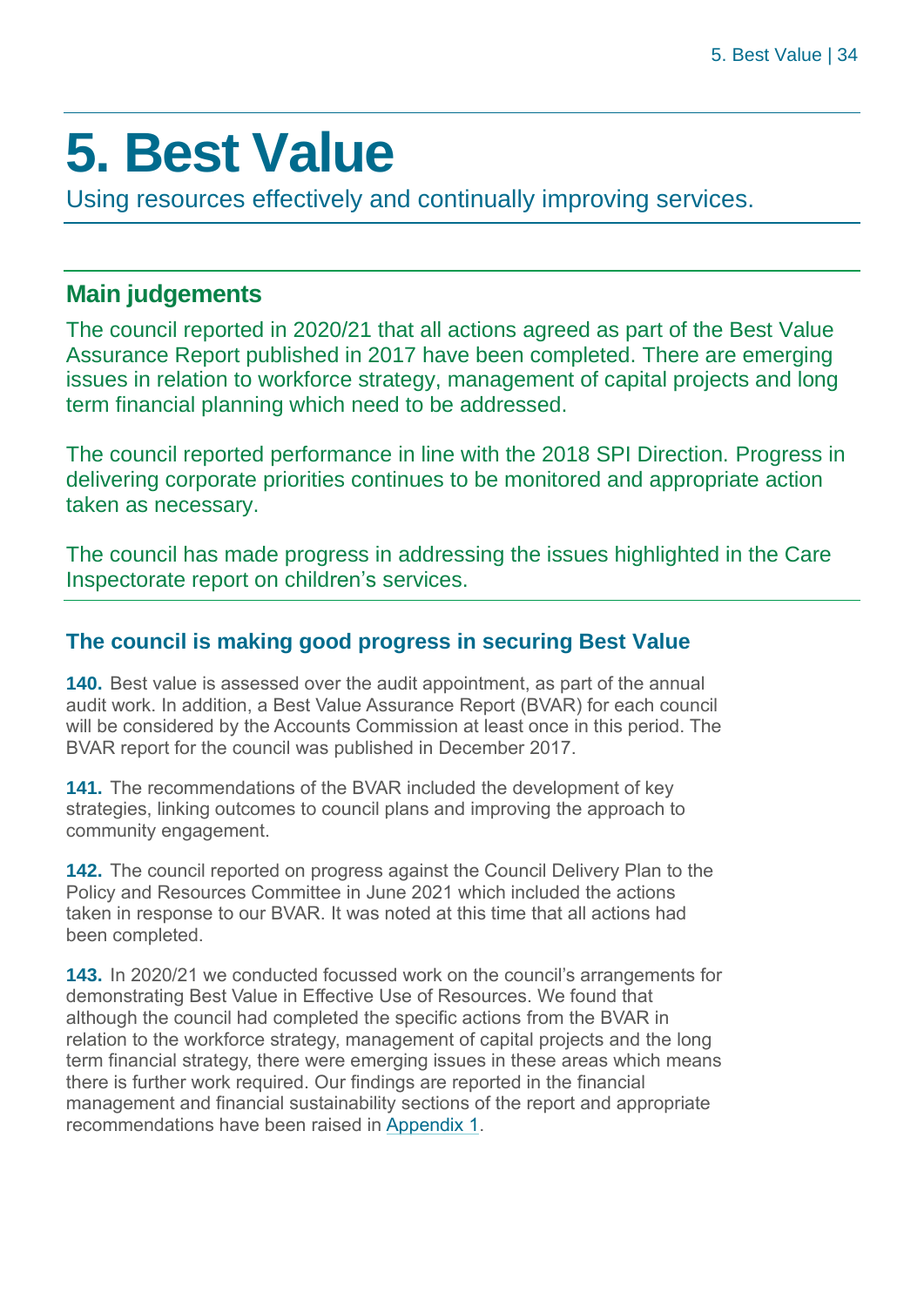# 5. Best Value

Using resources effectively and continually improving services.

## Main judgements

The council reported in 2020/21 that all actions agreed as part of the Best Value Assurance Report published in 2017 have been completed. There are emerging issues in relation to workforce strategy, management of capital projects and long term financial planning which need to be addressed.

The council reported performance in line with the 2018 SPI Direction. Progress in delivering corporate priorities continues to be monitored and appropriate action taken as necessary.

The council has made progress in addressing the issues highlighted in the Care Inspectorate report on children's services.

## The council is making good progress in securing Best Value

**140.** Best value is assessed over the audit appointment, as part of the annual audit work. In addition, a Best Value Assurance Report (BVAR) for each council will be considered by the Accounts Commission at least once in this period. The BVAR report for the council was published in December 2017.

**141.** The recommendations of the BVAR included the development of key strategies, linking outcomes to council plans and improving the approach to community engagement.

**142.** The council reported on progress against the Council Delivery Plan to the Policy and Resources Committee in June 2021 which included the actions taken in response to our BVAR. It was noted at this time that all actions had been completed.

**143.** In 2020/21 we conducted focussed work on the council's arrangements for demonstrating Best Value in Effective Use of Resources. We found that although the council had completed the specific actions from the BVAR in relation to the workforce strategy, management of capital projects and the long term financial strategy, there were emerging issues in these areas which means there is further work required. Our findings are reported in the financial management and financial sustainability sections of the report and appropriate recommendations have been raised in Appendix 1.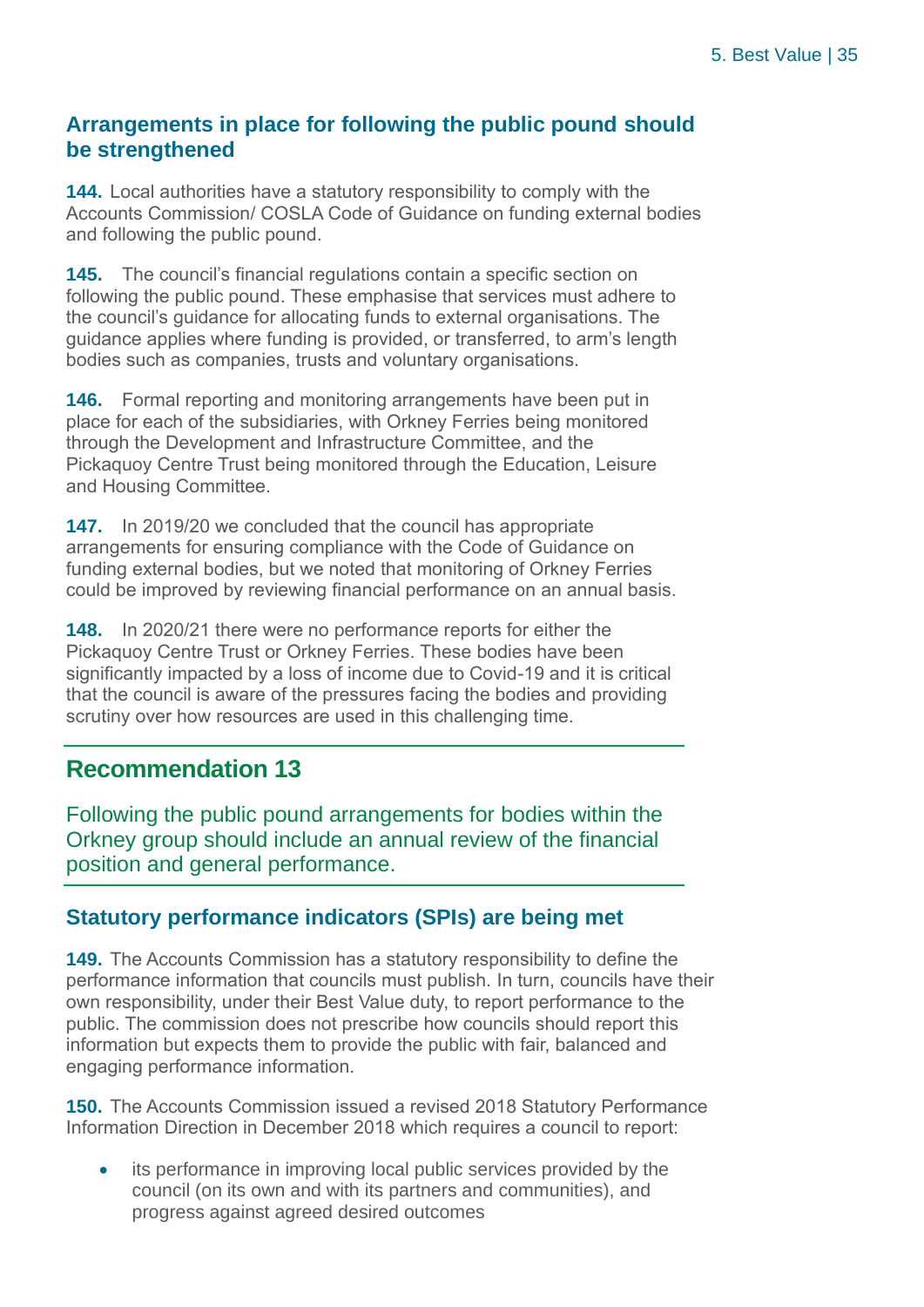### Arrangements in place for following the public pound should be strengthened

**144.** Local authorities have a statutory responsibility to comply with the Accounts Commission/ COSLA Code of Guidance on funding external bodies and following the public pound.

**145.** The council's financial regulations contain a specific section on following the public pound. These emphasise that services must adhere to the council's guidance for allocating funds to external organisations. The guidance applies where funding is provided, or transferred, to arm's length bodies such as companies, trusts and voluntary organisations.

**146.** Formal reporting and monitoring arrangements have been put in place for each of the subsidiaries, with Orkney Ferries being monitored through the Development and Infrastructure Committee, and the Pickaquoy Centre Trust being monitored through the Education, Leisure and Housing Committee.

**147.** In 2019/20 we concluded that the council has appropriate arrangements for ensuring compliance with the Code of Guidance on funding external bodies, but we noted that monitoring of Orkney Ferries could be improved by reviewing financial performance on an annual basis.

**148.** In 2020/21 there were no performance reports for either the Pickaquoy Centre Trust or Orkney Ferries. These bodies have been significantly impacted by a loss of income due to Covid-19 and it is critical that the council is aware of the pressures facing the bodies and providing scrutiny over how resources are used in this challenging time.

## Recommendation 13

Following the public pound arrangements for bodies within the Orkney group should include an annual review of the financial position and general performance.

### Statutory performance indicators (SPIs) are being met

**149.** The Accounts Commission has a statutory responsibility to define the performance information that councils must publish. In turn, councils have their own responsibility, under their Best Value duty, to report performance to the public. The commission does not prescribe how councils should report this information but expects them to provide the public with fair, balanced and engaging performance information.

**150.** The Accounts Commission issued a revised 2018 Statutory Performance Information Direction in December 2018 which requires a council to report:

- its performance in improving local public services provided by the council (on its own and with its partners and communities), and progress against agreed desired outcomes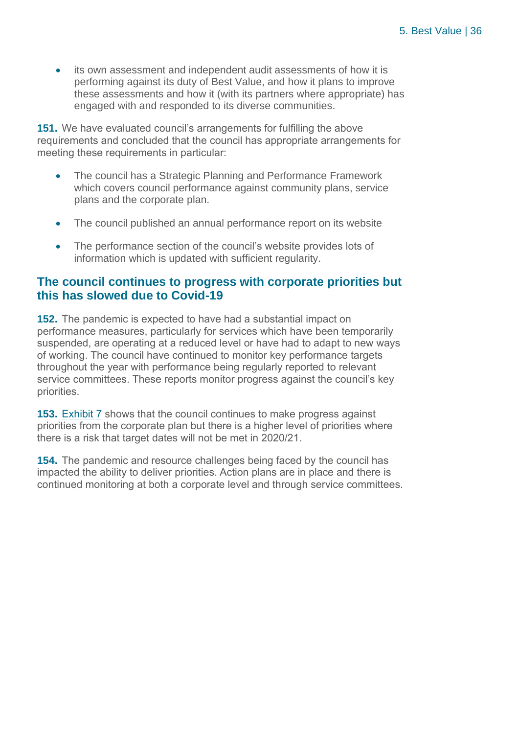- its own assessment and independent audit assessments of how it is performing against its duty of Best Value, and how it plans to improve these assessments and how it (with its partners where appropriate) has engaged with and responded to its diverse communities.

**151.** We have evaluated council's arrangements for fulfilling the above requirements and concluded that the council has appropriate arrangements for meeting these requirements in particular:

- The council has a Strategic Planning and Performance Framework which covers council performance against community plans, service plans and the corporate plan.
- The council published an annual performance report on its website
- The performance section of the council's website provides lots of information which is updated with sufficient regularity.

## The council continues to progress with corporate priorities but this has slowed due to Covid-19

**152.** The pandemic is expected to have had a substantial impact on performance measures, particularly for services which have been temporarily suspended, are operating at a reduced level or have had to adapt to new ways of working. The council have continued to monitor key performance targets throughout the year with performance being regularly reported to relevant service committees. These reports monitor progress against the council's key priorities.

**153.** Exhibit 7 shows that the council continues to make progress against priorities from the corporate plan but there is a higher level of priorities where there is a risk that target dates will not be met in 2020/21.

**154.** The pandemic and resource challenges being faced by the council has impacted the ability to deliver priorities. Action plans are in place and there is continued monitoring at both a corporate level and through service committees.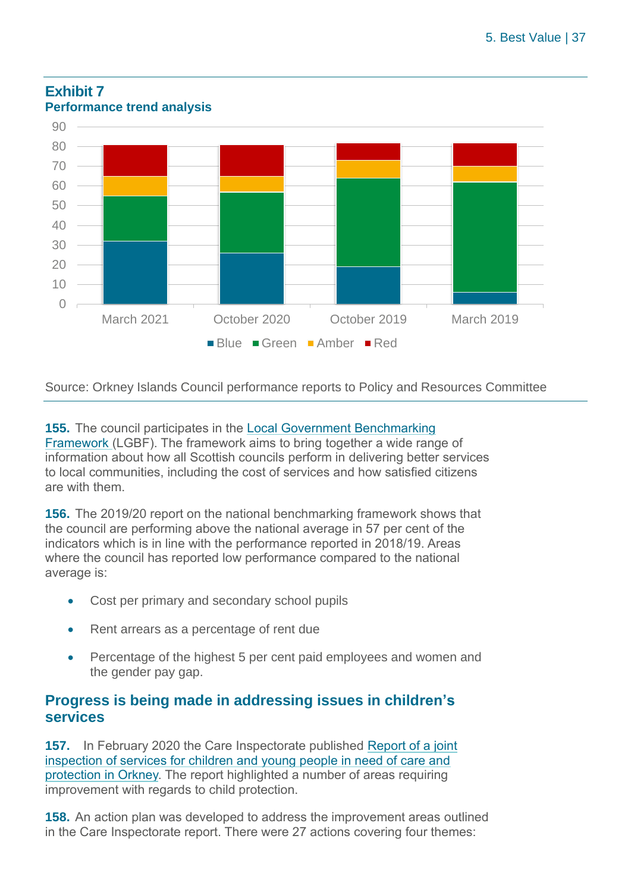## Exhibit 7

### Performance trend analysis

Source: Orkney Islands Council performance reports to Policy and Resources Committee

**155.** The council participates in the Local Government Benchmarking Framework (LGBF). The framework aims to bring together a wide range of information about how all Scottish councils perform in delivering better services to local communities, including the cost of services and how satisfied citizens are with them.

**156.** The 2019/20 report on the national benchmarking framework shows that the council are performing above the national average in 57 per cent of the indicators which is in line with the performance reported in 2018/19. Areas where the council has reported low performance compared to the national average is:

- Cost per primary and secondary school pupils
- Rent arrears as a percentage of rent due
- Percentage of the highest 5 per cent paid employees and women and the gender pay gap.

## Progress is being made in addressing issues in children's services

**157.** In February 2020 the Care Inspectorate published Report of a joint inspection of services for children and young people in need of care and protection in Orkney. The report highlighted a number of areas requiring improvement with regards to child protection.

**158.** An action plan was developed to address the improvement areas outlined in the Care Inspectorate report. There were 27 actions covering four themes: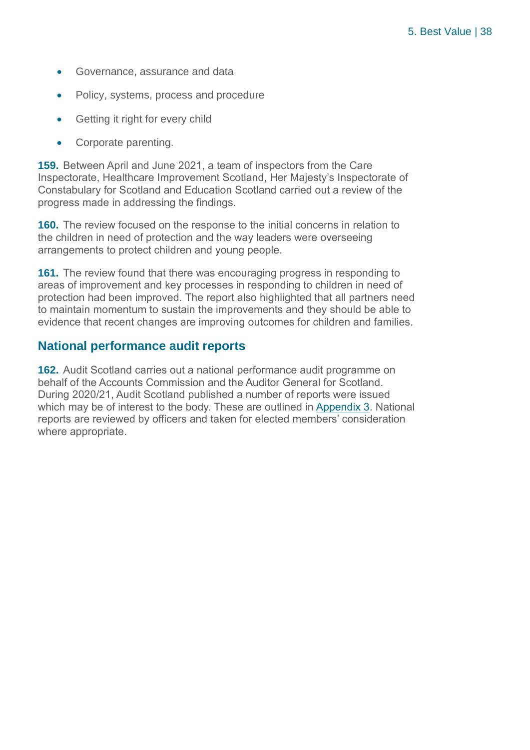- Governance, assurance and data
- Policy, systems, process and procedure
- Getting it right for every child
- Corporate parenting.

**159.** Between April and June 2021, a team of inspectors from the Care Inspectorate, Healthcare Improvement Scotland, Her Majesty's Inspectorate of Constabulary for Scotland and Education Scotland carried out a review of the progress made in addressing the findings.

**160.** The review focused on the response to the initial concerns in relation to the children in need of protection and the way leaders were overseeing arrangements to protect children and young people.

**161.** The review found that there was encouraging progress in responding to areas of improvement and key processes in responding to children in need of protection had been improved. The report also highlighted that all partners need to maintain momentum to sustain the improvements and they should be able to evidence that recent changes are improving outcomes for children and families.

## National performance audit reports

**162.** Audit Scotland carries out a national performance audit programme on behalf of the Accounts Commission and the Auditor General for Scotland. During 2020/21, Audit Scotland published a number of reports were issued which may be of interest to the body. These are outlined in Appendix 3. National reports are reviewed by officers and taken for elected members' consideration where appropriate.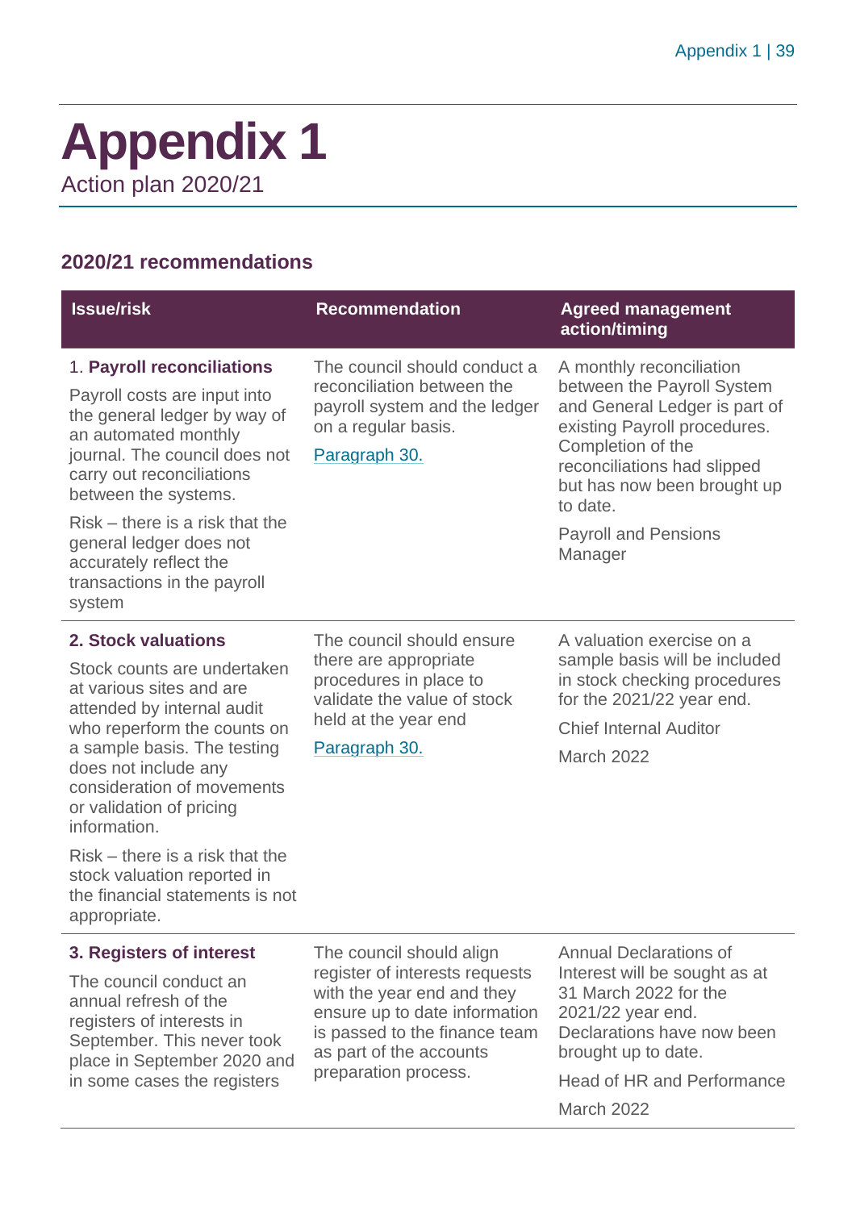# Appendix 1

Action plan 2020/21

## 2020/21 recommendations

| Issue/risk | Recommendation | Agreed management action/timing |
|---|---|---|
| 1. **Payroll reconciliations**<br><br>Payroll costs are input into the general ledger by way of an automated monthly journal. The council does not carry out reconciliations between the systems.<br><br>Risk – there is a risk that the general ledger does not accurately reflect the transactions in the payroll system | The council should conduct a reconciliation between the payroll system and the ledger on a regular basis.<br><br>Paragraph 30. | A monthly reconciliation between the Payroll System and General Ledger is part of existing Payroll procedures. Completion of the reconciliations had slipped but has now been brought up to date.<br><br>Payroll and Pensions Manager |
| **2. Stock valuations**<br><br>Stock counts are undertaken at various sites and are attended by internal audit who reperform the counts on a sample basis. The testing does not include any consideration of movements or validation of pricing information.<br><br>Risk – there is a risk that the stock valuation reported in the financial statements is not appropriate. | The council should ensure there are appropriate procedures in place to validate the value of stock held at the year end<br><br>Paragraph 30. | A valuation exercise on a sample basis will be included in stock checking procedures for the 2021/22 year end.<br><br>Chief Internal Auditor<br><br>March 2022 |
| **3. Registers of interest**<br><br>The council conduct an annual refresh of the registers of interests in September. This never took place in September 2020 and in some cases the registers | The council should align register of interests requests with the year end and they ensure up to date information is passed to the finance team as part of the accounts preparation process. | Annual Declarations of Interest will be sought as at 31 March 2022 for the 2021/22 year end. Declarations have now been brought up to date.<br><br>Head of HR and Performance<br><br>March 2022 |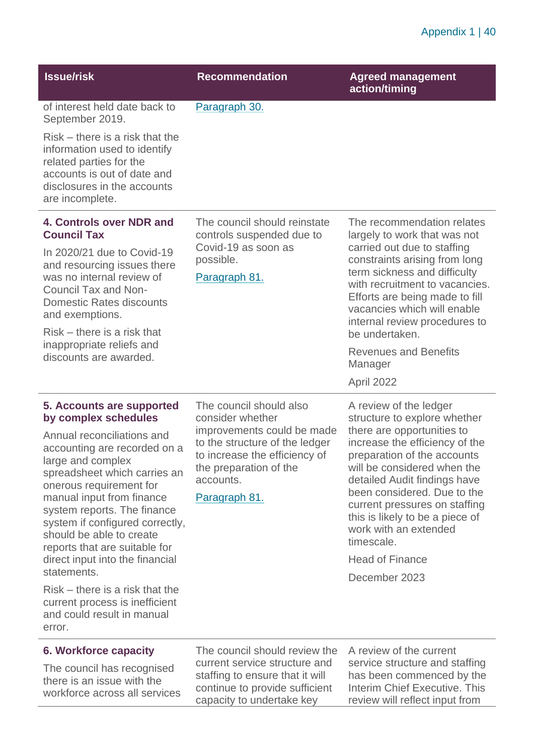| Issue/risk | Recommendation | Agreed management action/timing |
|---|---|---|
| of interest held date back to September 2019.<br><br>Risk – there is a risk that the information used to identify related parties for the accounts is out of date and disclosures in the accounts are incomplete. | Paragraph 30. | |
| **4. Controls over NDR and Council Tax**<br><br>In 2020/21 due to Covid-19 and resourcing issues there was no internal review of Council Tax and Non-Domestic Rates discounts and exemptions.<br><br>Risk – there is a risk that inappropriate reliefs and discounts are awarded. | The council should reinstate controls suspended due to Covid-19 as soon as possible.<br><br>Paragraph 81. | The recommendation relates largely to work that was not carried out due to staffing constraints arising from long term sickness and difficulty with recruitment to vacancies. Efforts are being made to fill vacancies which will enable internal review procedures to be undertaken.<br><br>Revenues and Benefits Manager<br><br>April 2022 |
| **5. Accounts are supported by complex schedules**<br><br>Annual reconciliations and accounting are recorded on a large and complex spreadsheet which carries an onerous requirement for manual input from finance system reports. The finance system if configured correctly, should be able to create reports that are suitable for direct input into the financial statements.<br><br>Risk – there is a risk that the current process is inefficient and could result in manual error. | The council should also consider whether improvements could be made to the structure of the ledger to increase the efficiency of the preparation of the accounts.<br><br>Paragraph 81. | A review of the ledger structure to explore whether there are opportunities to increase the efficiency of the preparation of the accounts will be considered when the detailed Audit findings have been considered. Due to the current pressures on staffing this is likely to be a piece of work with an extended timescale.<br><br>Head of Finance<br><br>December 2023 |
| **6. Workforce capacity**<br><br>The council has recognised there is an issue with the workforce across all services | The council should review the current service structure and staffing to ensure that it will continue to provide sufficient capacity to undertake key | A review of the current service structure and staffing has been commenced by the Interim Chief Executive. This review will reflect input from |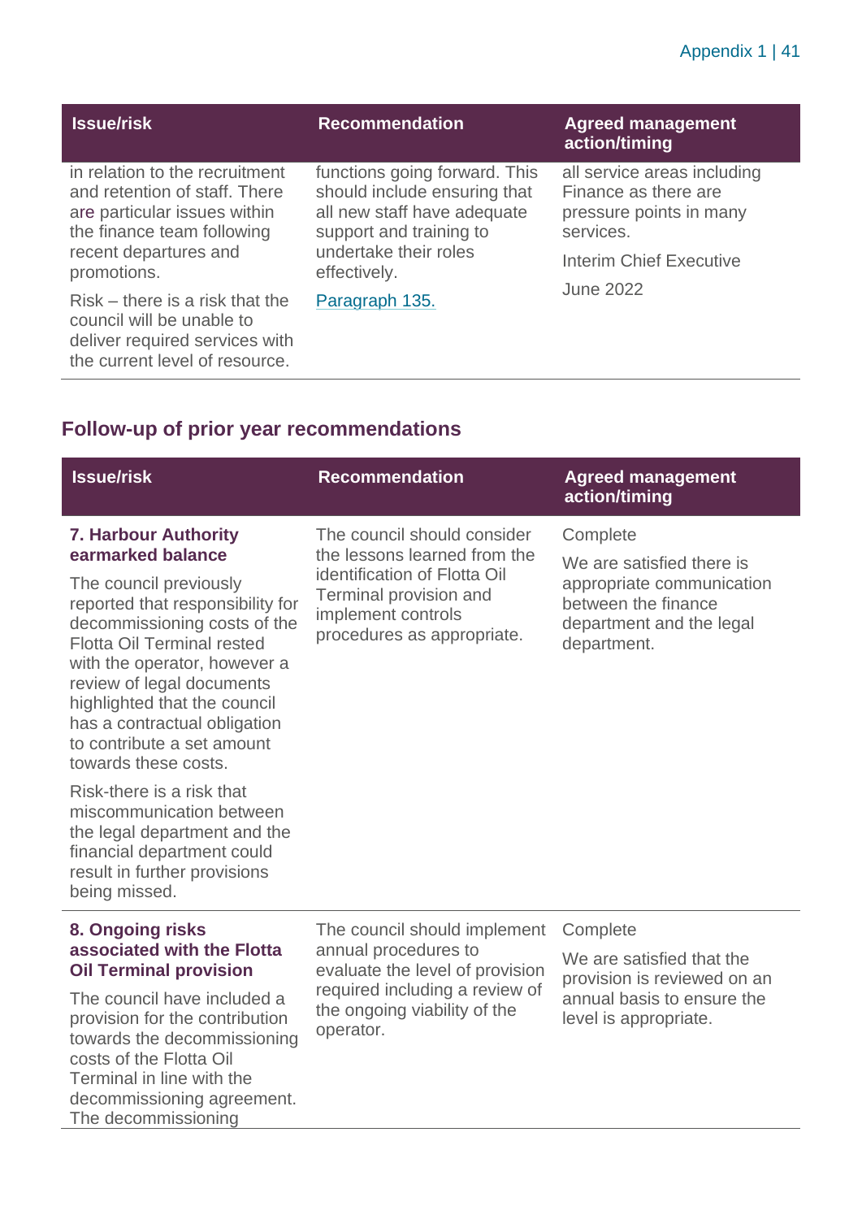| Issue/risk | Recommendation | Agreed management action/timing |
|---|---|---|
| in relation to the recruitment and retention of staff. There are particular issues within the finance team following recent departures and promotions.<br><br>Risk – there is a risk that the council will be unable to deliver required services with the current level of resource. | functions going forward. This should include ensuring that all new staff have adequate support and training to undertake their roles effectively.<br><br>Paragraph 135. | all service areas including Finance as there are pressure points in many services.<br><br>Interim Chief Executive<br><br>June 2022 |

## Follow-up of prior year recommendations

| Issue/risk | Recommendation | Agreed management action/timing |
|---|---|---|
| **7. Harbour Authority earmarked balance**<br><br>The council previously reported that responsibility for decommissioning costs of the Flotta Oil Terminal rested with the operator, however a review of legal documents highlighted that the council has a contractual obligation to contribute a set amount towards these costs.<br><br>Risk-there is a risk that miscommunication between the legal department and the financial department could result in further provisions being missed. | The council should consider the lessons learned from the identification of Flotta Oil Terminal provision and implement controls procedures as appropriate. | Complete<br><br>We are satisfied there is appropriate communication between the finance department and the legal department. |
| **8. Ongoing risks associated with the Flotta Oil Terminal provision**<br><br>The council have included a provision for the contribution towards the decommissioning costs of the Flotta Oil Terminal in line with the decommissioning agreement. The decommissioning | The council should implement annual procedures to evaluate the level of provision required including a review of the ongoing viability of the operator. | Complete<br><br>We are satisfied that the provision is reviewed on an annual basis to ensure the level is appropriate. |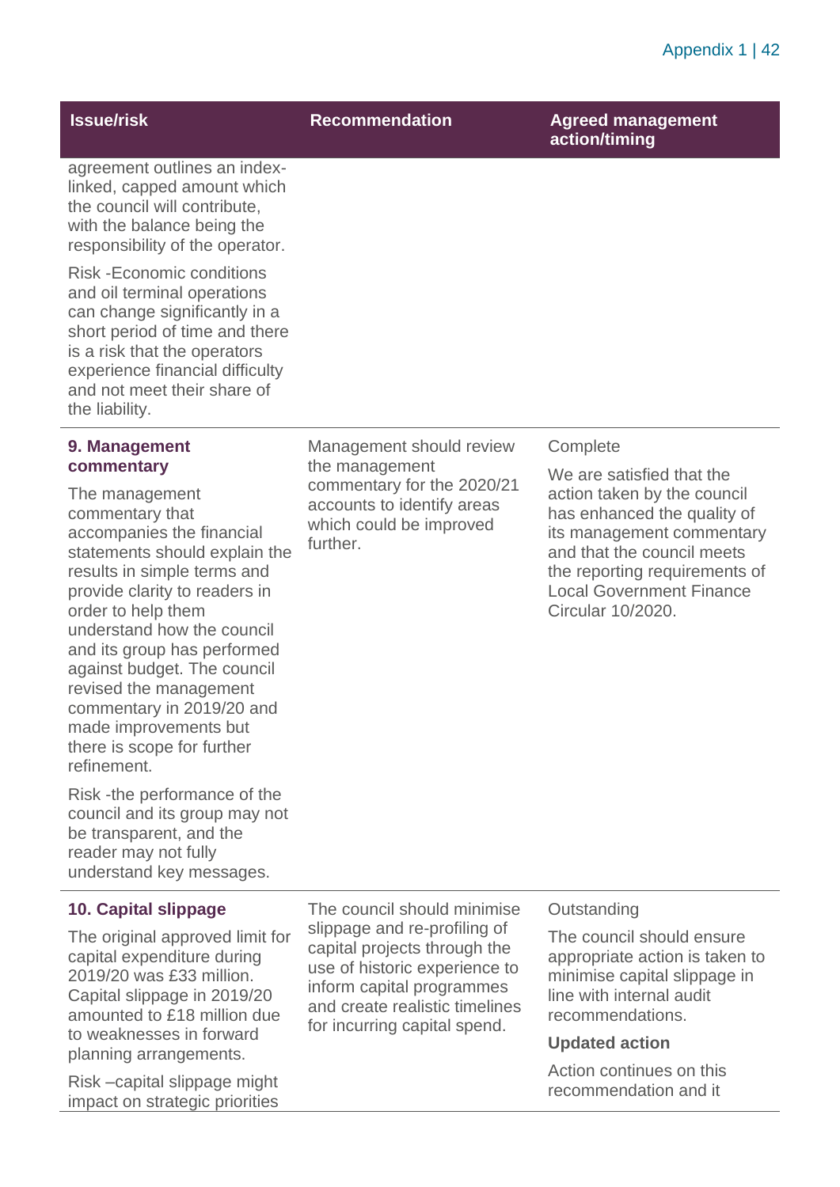| Issue/risk | Recommendation | Agreed management action/timing |
|---|---|---|
| agreement outlines an index-linked, capped amount which the council will contribute, with the balance being the responsibility of the operator.<br><br>Risk -Economic conditions and oil terminal operations can change significantly in a short period of time and there is a risk that the operators experience financial difficulty and not meet their share of the liability. | | |
| **9. Management commentary**<br><br>The management commentary that accompanies the financial statements should explain the results in simple terms and provide clarity to readers in order to help them understand how the council and its group has performed against budget. The council revised the management commentary in 2019/20 and made improvements but there is scope for further refinement.<br><br>Risk -the performance of the council and its group may not be transparent, and the reader may not fully understand key messages. | Management should review the management commentary for the 2020/21 accounts to identify areas which could be improved further. | Complete<br><br>We are satisfied that the action taken by the council has enhanced the quality of its management commentary and that the council meets the reporting requirements of Local Government Finance Circular 10/2020. |
| **10. Capital slippage**<br><br>The original approved limit for capital expenditure during 2019/20 was £33 million. Capital slippage in 2019/20 amounted to £18 million due to weaknesses in forward planning arrangements.<br><br>Risk –capital slippage might impact on strategic priorities | The council should minimise slippage and re-profiling of capital projects through the use of historic experience to inform capital programmes and create realistic timelines for incurring capital spend. | Outstanding<br><br>The council should ensure appropriate action is taken to minimise capital slippage in line with internal audit recommendations.<br><br>**Updated action**<br><br>Action continues on this recommendation and it |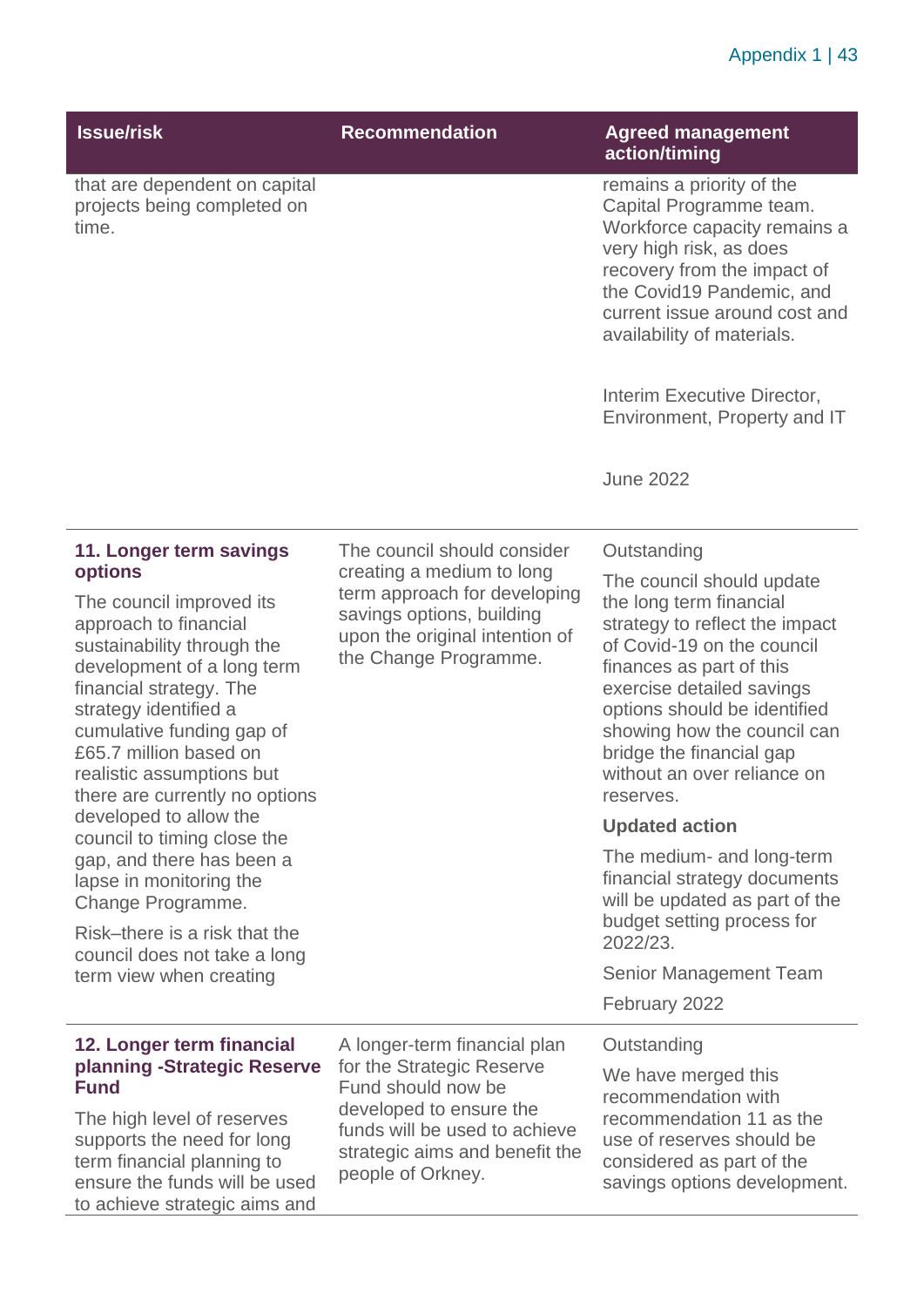| Issue/risk | Recommendation | Agreed management action/timing |
|---|---|---|
| that are dependent on capital projects being completed on time. | | remains a priority of the Capital Programme team. Workforce capacity remains a very high risk, as does recovery from the impact of the Covid19 Pandemic, and current issue around cost and availability of materials.<br><br>Interim Executive Director, Environment, Property and IT<br><br>June 2022 |
| **11. Longer term savings options**<br><br>The council improved its approach to financial sustainability through the development of a long term financial strategy. The strategy identified a cumulative funding gap of £65.7 million based on realistic assumptions but there are currently no options developed to allow the council to timing close the gap, and there has been a lapse in monitoring the Change Programme.<br><br>Risk–there is a risk that the council does not take a long term view when creating | The council should consider creating a medium to long term approach for developing savings options, building upon the original intention of the Change Programme. | Outstanding<br><br>The council should update the long term financial strategy to reflect the impact of Covid-19 on the council finances as part of this exercise detailed savings options should be identified showing how the council can bridge the financial gap without an over reliance on reserves.<br><br>**Updated action**<br><br>The medium- and long-term financial strategy documents will be updated as part of the budget setting process for 2022/23.<br><br>Senior Management Team<br><br>February 2022 |
| **12. Longer term financial planning -Strategic Reserve Fund**<br><br>The high level of reserves supports the need for long term financial planning to ensure the funds will be used to achieve strategic aims and | A longer-term financial plan for the Strategic Reserve Fund should now be developed to ensure the funds will be used to achieve strategic aims and benefit the people of Orkney. | Outstanding<br><br>We have merged this recommendation with recommendation 11 as the use of reserves should be considered as part of the savings options development. |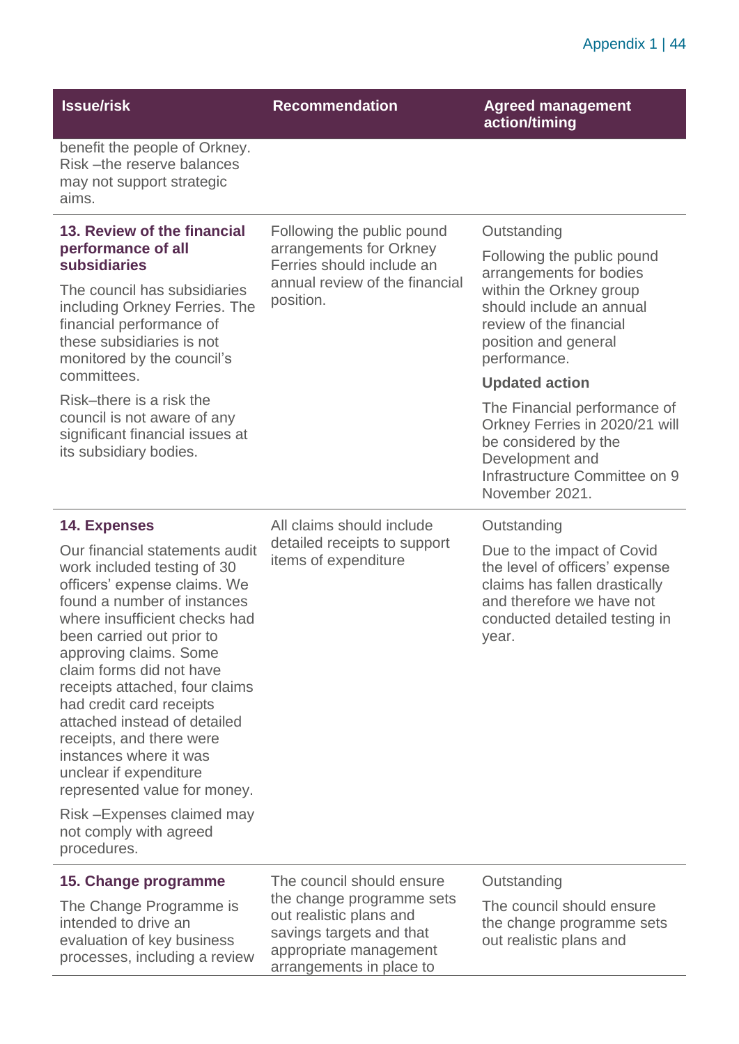| Issue/risk | Recommendation | Agreed management action/timing |
| --- | --- | --- |
| benefit the people of Orkney.<br>Risk –the reserve balances may not support strategic aims. | | |
| **13. Review of the financial performance of all subsidiaries**<br><br>The council has subsidiaries including Orkney Ferries. The financial performance of these subsidiaries is not monitored by the council's committees.<br><br>Risk–there is a risk the council is not aware of any significant financial issues at its subsidiary bodies. | Following the public pound arrangements for Orkney Ferries should include an annual review of the financial position. | Outstanding<br><br>Following the public pound arrangements for bodies within the Orkney group should include an annual review of the financial position and general performance.<br><br>**Updated action**<br><br>The Financial performance of Orkney Ferries in 2020/21 will be considered by the Development and Infrastructure Committee on 9 November 2021. |
| **14. Expenses**<br><br>Our financial statements audit work included testing of 30 officers' expense claims. We found a number of instances where insufficient checks had been carried out prior to approving claims. Some claim forms did not have receipts attached, four claims had credit card receipts attached instead of detailed receipts, and there were instances where it was unclear if expenditure represented value for money.<br><br>Risk –Expenses claimed may not comply with agreed procedures. | All claims should include detailed receipts to support items of expenditure | Outstanding<br><br>Due to the impact of Covid the level of officers' expense claims has fallen drastically and therefore we have not conducted detailed testing in year. |
| **15. Change programme**<br><br>The Change Programme is intended to drive an evaluation of key business processes, including a review | The council should ensure the change programme sets out realistic plans and savings targets and that appropriate management arrangements in place to | Outstanding<br><br>The council should ensure the change programme sets out realistic plans and |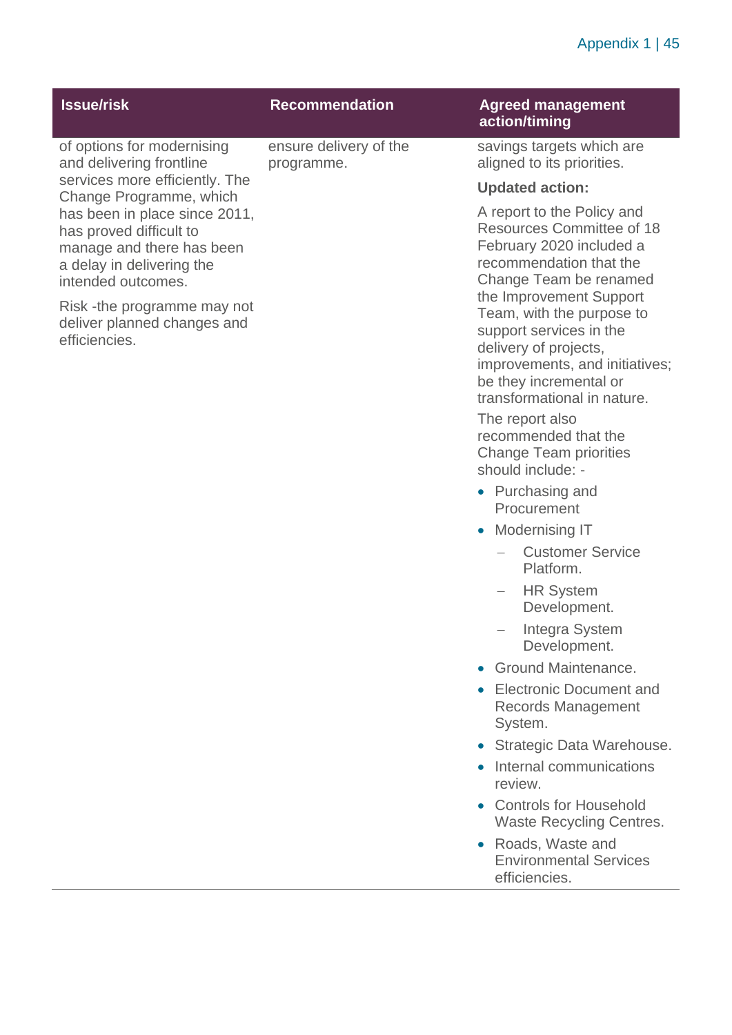| Issue/risk | Recommendation | Agreed management action/timing |
|---|---|---|
| of options for modernising and delivering frontline services more efficiently. The Change Programme, which has been in place since 2011, has proved difficult to manage and there has been a delay in delivering the intended outcomes.<br><br>Risk -the programme may not deliver planned changes and efficiencies. | ensure delivery of the programme. | savings targets which are aligned to its priorities.<br><br>**Updated action:**<br><br>A report to the Policy and Resources Committee of 18 February 2020 included a recommendation that the Change Team be renamed the Improvement Support Team, with the purpose to support services in the delivery of projects, improvements, and initiatives; be they incremental or transformational in nature.<br><br>The report also recommended that the Change Team priorities should include: -<br>• Purchasing and Procurement<br>• Modernising IT<br>&nbsp;&nbsp;– Customer Service Platform.<br>&nbsp;&nbsp;– HR System Development.<br>&nbsp;&nbsp;– Integra System Development.<br>• Ground Maintenance.<br>• Electronic Document and Records Management System.<br>• Strategic Data Warehouse.<br>• Internal communications review.<br>• Controls for Household Waste Recycling Centres.<br>• Roads, Waste and Environmental Services efficiencies. |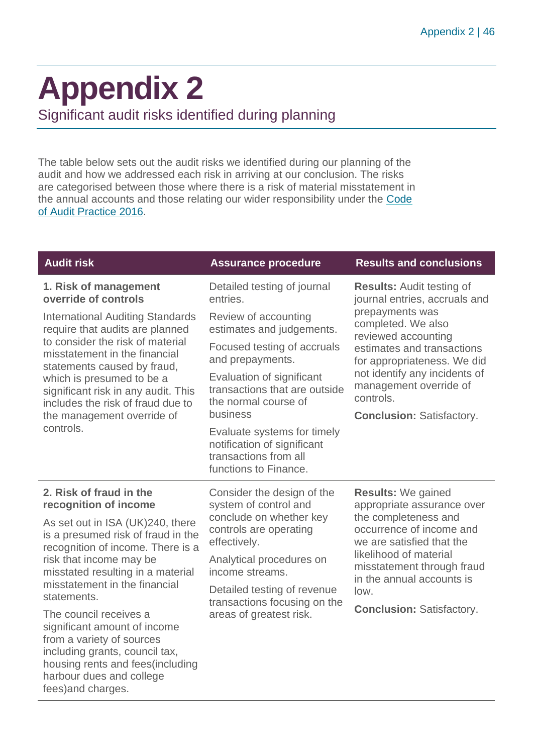# Appendix 2

## Significant audit risks identified during planning

The table below sets out the audit risks we identified during our planning of the audit and how we addressed each risk in arriving at our conclusion. The risks are categorised between those where there is a risk of material misstatement in the annual accounts and those relating our wider responsibility under the Code of Audit Practice 2016.

| Audit risk | Assurance procedure | Results and conclusions |
| --- | --- | --- |
| **1. Risk of management override of controls**<br><br>International Auditing Standards require that audits are planned to consider the risk of material misstatement in the financial statements caused by fraud, which is presumed to be a significant risk in any audit. This includes the risk of fraud due to the management override of controls. | Detailed testing of journal entries.<br><br>Review of accounting estimates and judgements.<br><br>Focused testing of accruals and prepayments.<br><br>Evaluation of significant transactions that are outside the normal course of business<br><br>Evaluate systems for timely notification of significant transactions from all functions to Finance. | **Results:** Audit testing of journal entries, accruals and prepayments was completed. We also reviewed accounting estimates and transactions for appropriateness. We did not identify any incidents of management override of controls.<br><br>**Conclusion:** Satisfactory. |
| **2. Risk of fraud in the recognition of income**<br><br>As set out in ISA (UK)240, there is a presumed risk of fraud in the recognition of income. There is a risk that income may be misstated resulting in a material misstatement in the financial statements.<br><br>The council receives a significant amount of income from a variety of sources including grants, council tax, housing rents and fees(including harbour dues and college fees)and charges. | Consider the design of the system of control and conclude on whether key controls are operating effectively.<br><br>Analytical procedures on income streams.<br><br>Detailed testing of revenue transactions focusing on the areas of greatest risk. | **Results:** We gained appropriate assurance over the completeness and occurrence of income and we are satisfied that the likelihood of material misstatement through fraud in the annual accounts is low.<br><br>**Conclusion:** Satisfactory. |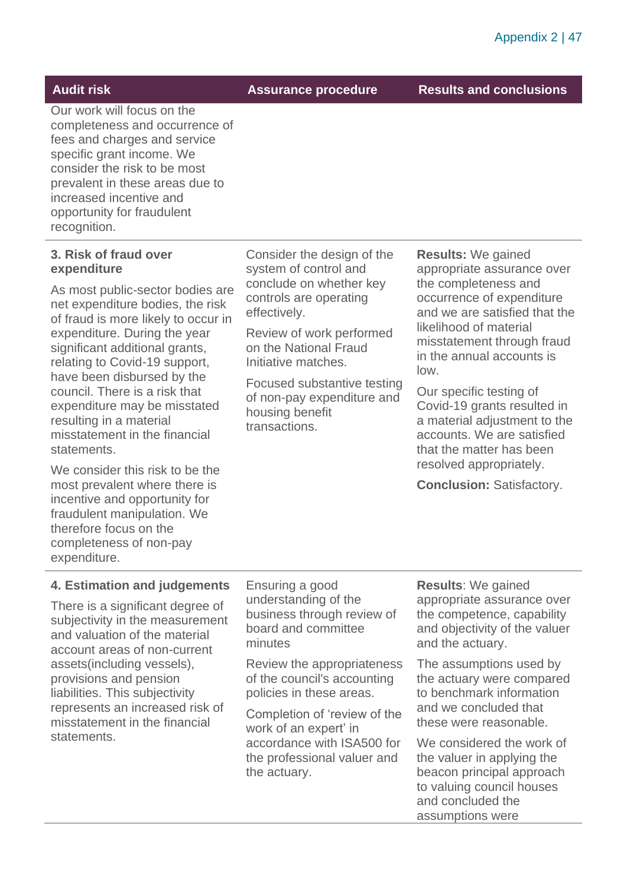| Audit risk | Assurance procedure | Results and conclusions |
|---|---|---|
| Our work will focus on the completeness and occurrence of fees and charges and service specific grant income. We consider the risk to be most prevalent in these areas due to increased incentive and opportunity for fraudulent recognition. | | |
| **3. Risk of fraud over expenditure**<br><br>As most public-sector bodies are net expenditure bodies, the risk of fraud is more likely to occur in expenditure. During the year significant additional grants, relating to Covid-19 support, have been disbursed by the council. There is a risk that expenditure may be misstated resulting in a material misstatement in the financial statements.<br><br>We consider this risk to be the most prevalent where there is incentive and opportunity for fraudulent manipulation. We therefore focus on the completeness of non-pay expenditure. | Consider the design of the system of control and conclude on whether key controls are operating effectively.<br><br>Review of work performed on the National Fraud Initiative matches.<br><br>Focused substantive testing of non-pay expenditure and housing benefit transactions. | **Results:** We gained appropriate assurance over the completeness and occurrence of expenditure and we are satisfied that the likelihood of material misstatement through fraud in the annual accounts is low.<br><br>Our specific testing of Covid-19 grants resulted in a material adjustment to the accounts. We are satisfied that the matter has been resolved appropriately.<br><br>**Conclusion:** Satisfactory. |
| **4. Estimation and judgements**<br><br>There is a significant degree of subjectivity in the measurement and valuation of the material account areas of non-current assets(including vessels), provisions and pension liabilities. This subjectivity represents an increased risk of misstatement in the financial statements. | Ensuring a good understanding of the business through review of board and committee minutes<br><br>Review the appropriateness of the council's accounting policies in these areas.<br><br>Completion of 'review of the work of an expert' in accordance with ISA500 for the professional valuer and the actuary. | **Results**: We gained appropriate assurance over the competence, capability and objectivity of the valuer and the actuary.<br><br>The assumptions used by the actuary were compared to benchmark information and we concluded that these were reasonable.<br><br>We considered the work of the valuer in applying the beacon principal approach to valuing council houses and concluded the assumptions were |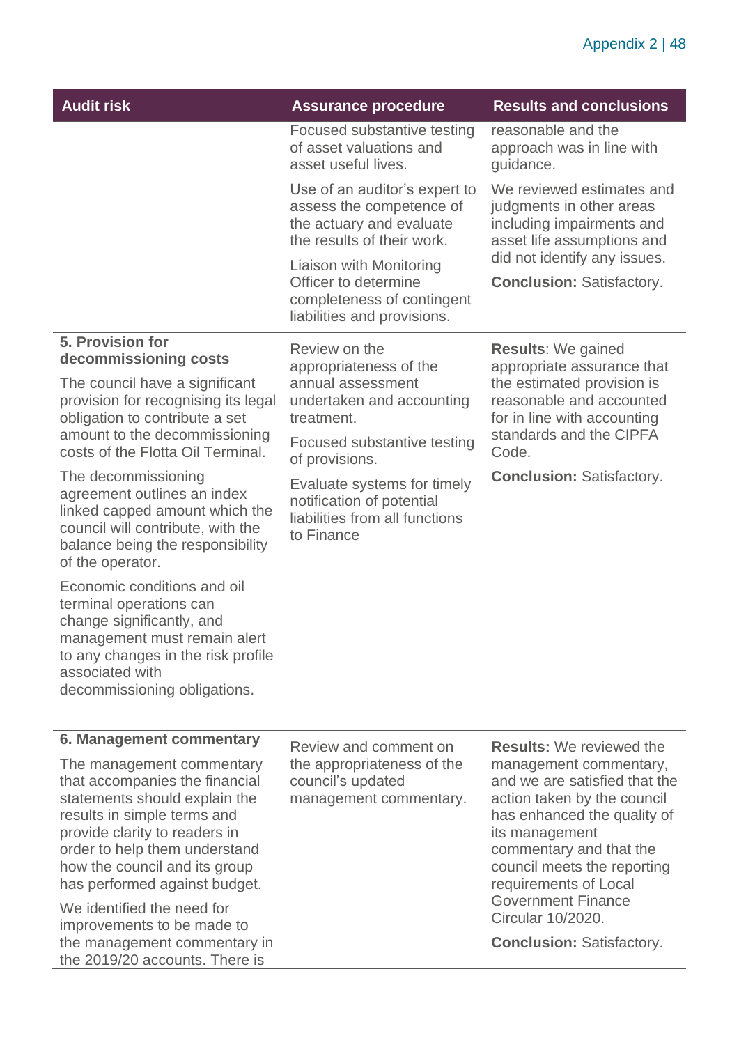| Audit risk | Assurance procedure | Results and conclusions |
|---|---|---|
| | Focused substantive testing of asset valuations and asset useful lives.<br><br>Use of an auditor's expert to assess the competence of the actuary and evaluate the results of their work.<br><br>Liaison with Monitoring Officer to determine completeness of contingent liabilities and provisions. | reasonable and the approach was in line with guidance.<br><br>We reviewed estimates and judgments in other areas including impairments and asset life assumptions and did not identify any issues.<br><br>**Conclusion:** Satisfactory. |
| **5. Provision for decommissioning costs**<br><br>The council have a significant provision for recognising its legal obligation to contribute a set amount to the decommissioning costs of the Flotta Oil Terminal.<br><br>The decommissioning agreement outlines an index linked capped amount which the council will contribute, with the balance being the responsibility of the operator.<br><br>Economic conditions and oil terminal operations can change significantly, and management must remain alert to any changes in the risk profile associated with decommissioning obligations. | Review on the appropriateness of the annual assessment undertaken and accounting treatment.<br><br>Focused substantive testing of provisions.<br><br>Evaluate systems for timely notification of potential liabilities from all functions to Finance | **Results**: We gained appropriate assurance that the estimated provision is reasonable and accounted for in line with accounting standards and the CIPFA Code.<br><br>**Conclusion:** Satisfactory. |
| **6. Management commentary**<br><br>The management commentary that accompanies the financial statements should explain the results in simple terms and provide clarity to readers in order to help them understand how the council and its group has performed against budget.<br><br>We identified the need for improvements to be made to the management commentary in the 2019/20 accounts. There is | Review and comment on the appropriateness of the council's updated management commentary. | **Results:** We reviewed the management commentary, and we are satisfied that the action taken by the council has enhanced the quality of its management commentary and that the council meets the reporting requirements of Local Government Finance Circular 10/2020.<br><br>**Conclusion:** Satisfactory. |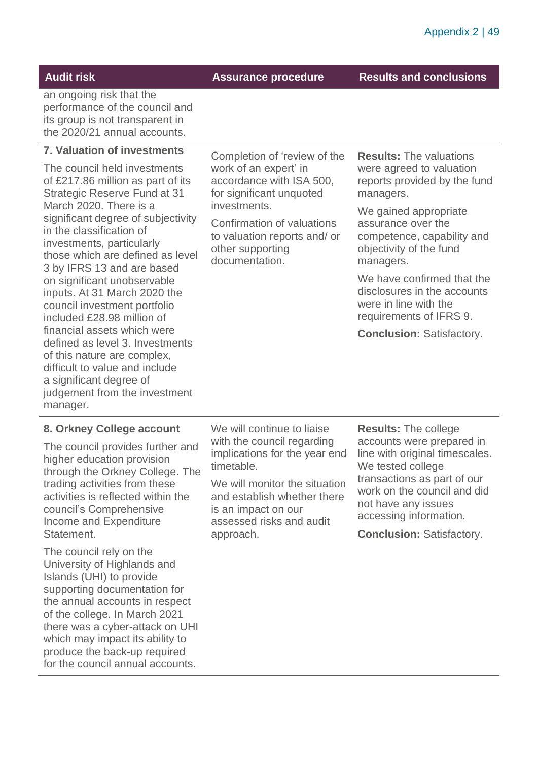| Audit risk | Assurance procedure | Results and conclusions |
|---|---|---|
| an ongoing risk that the performance of the council and its group is not transparent in the 2020/21 annual accounts. | | |
| **7. Valuation of investments**<br><br>The council held investments of £217.86 million as part of its Strategic Reserve Fund at 31 March 2020. There is a significant degree of subjectivity in the classification of investments, particularly those which are defined as level 3 by IFRS 13 and are based on significant unobservable inputs. At 31 March 2020 the council investment portfolio included £28.98 million of financial assets which were defined as level 3. Investments of this nature are complex, difficult to value and include a significant degree of judgement from the investment manager. | Completion of 'review of the work of an expert' in accordance with ISA 500, for significant unquoted investments.<br><br>Confirmation of valuations to valuation reports and/ or other supporting documentation. | **Results:** The valuations were agreed to valuation reports provided by the fund managers.<br><br>We gained appropriate assurance over the competence, capability and objectivity of the fund managers.<br><br>We have confirmed that the disclosures in the accounts were in line with the requirements of IFRS 9.<br><br>**Conclusion:** Satisfactory. |
| **8. Orkney College account**<br><br>The council provides further and higher education provision through the Orkney College. The trading activities from these activities is reflected within the council's Comprehensive Income and Expenditure Statement.<br><br>The council rely on the University of Highlands and Islands (UHI) to provide supporting documentation for the annual accounts in respect of the college. In March 2021 there was a cyber-attack on UHI which may impact its ability to produce the back-up required for the council annual accounts. | We will continue to liaise with the council regarding implications for the year end timetable.<br><br>We will monitor the situation and establish whether there is an impact on our assessed risks and audit approach. | **Results:** The college accounts were prepared in line with original timescales. We tested college transactions as part of our work on the council and did not have any issues accessing information.<br><br>**Conclusion:** Satisfactory. |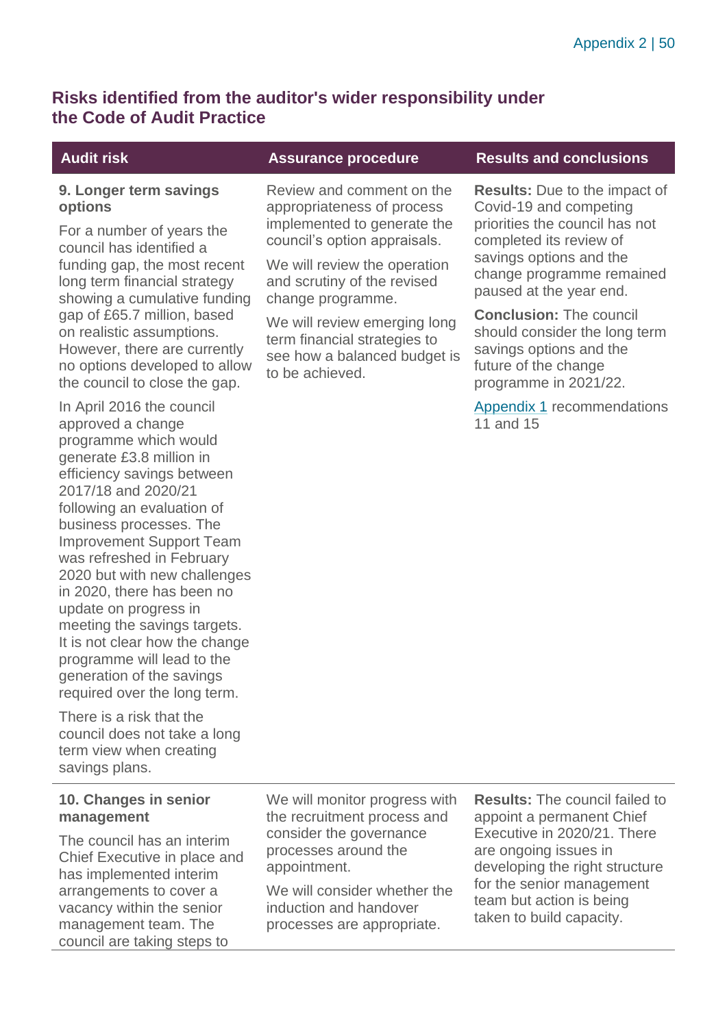## Risks identified from the auditor's wider responsibility under the Code of Audit Practice

| Audit risk | Assurance procedure | Results and conclusions |
|---|---|---|
| **9. Longer term savings options**<br><br>For a number of years the council has identified a funding gap, the most recent long term financial strategy showing a cumulative funding gap of £65.7 million, based on realistic assumptions. However, there are currently no options developed to allow the council to close the gap.<br><br>In April 2016 the council approved a change programme which would generate £3.8 million in efficiency savings between 2017/18 and 2020/21 following an evaluation of business processes. The Improvement Support Team was refreshed in February 2020 but with new challenges in 2020, there has been no update on progress in meeting the savings targets. It is not clear how the change programme will lead to the generation of the savings required over the long term.<br><br>There is a risk that the council does not take a long term view when creating savings plans. | Review and comment on the appropriateness of process implemented to generate the council's option appraisals.<br><br>We will review the operation and scrutiny of the revised change programme.<br><br>We will review emerging long term financial strategies to see how a balanced budget is to be achieved. | **Results:** Due to the impact of Covid-19 and competing priorities the council has not completed its review of savings options and the change programme remained paused at the year end.<br><br>**Conclusion:** The council should consider the long term savings options and the future of the change programme in 2021/22.<br><br>Appendix 1 recommendations 11 and 15 |
| **10. Changes in senior management**<br><br>The council has an interim Chief Executive in place and has implemented interim arrangements to cover a vacancy within the senior management team. The council are taking steps to | We will monitor progress with the recruitment process and consider the governance processes around the appointment.<br><br>We will consider whether the induction and handover processes are appropriate. | **Results:** The council failed to appoint a permanent Chief Executive in 2020/21. There are ongoing issues in developing the right structure for the senior management team but action is being taken to build capacity. |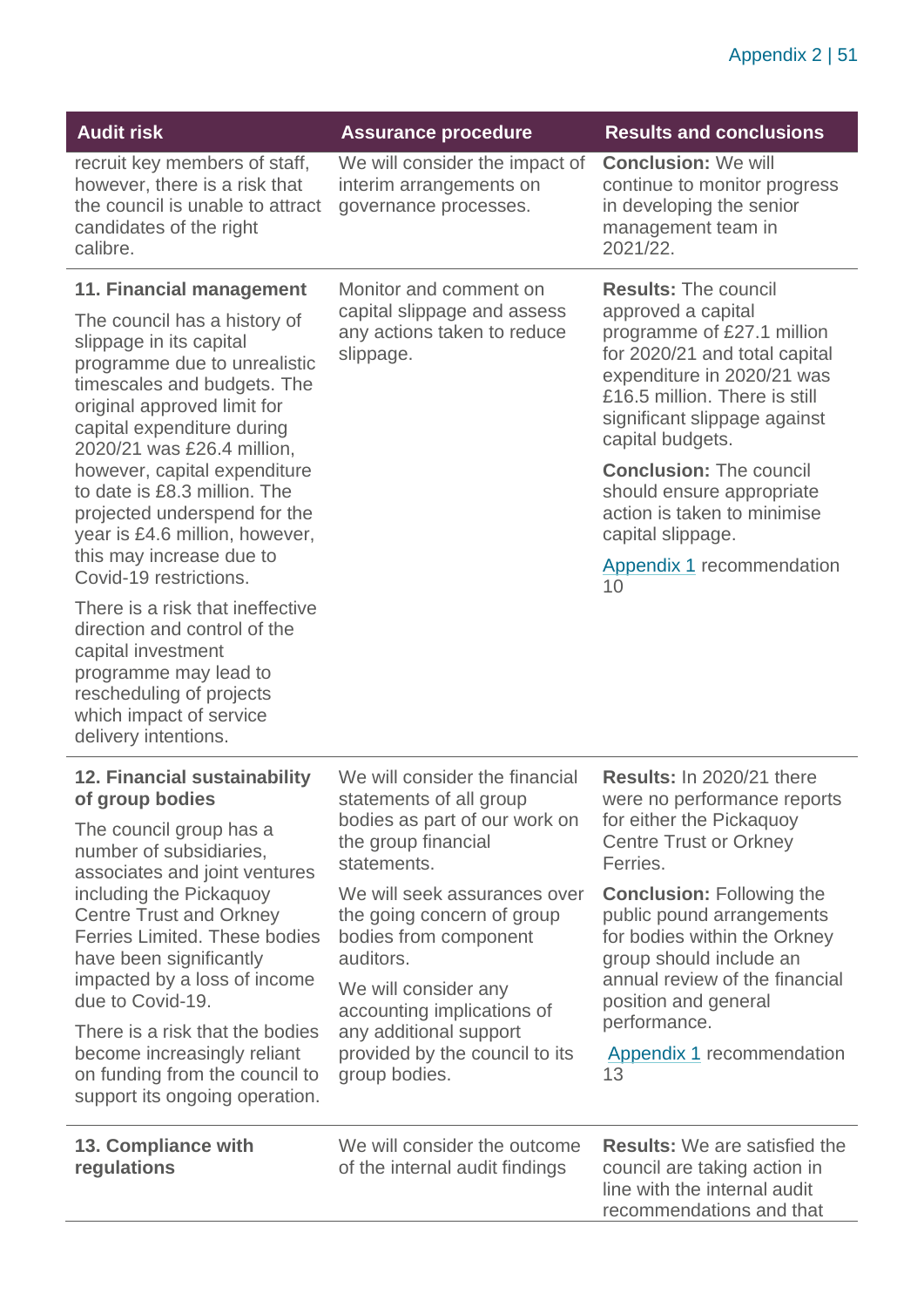| Audit risk | Assurance procedure | Results and conclusions |
|---|---|---|
| recruit key members of staff, however, there is a risk that the council is unable to attract candidates of the right calibre. | We will consider the impact of interim arrangements on governance processes. | **Conclusion:** We will continue to monitor progress in developing the senior management team in 2021/22. |
| **11. Financial management**<br><br>The council has a history of slippage in its capital programme due to unrealistic timescales and budgets. The original approved limit for capital expenditure during 2020/21 was £26.4 million, however, capital expenditure to date is £8.3 million. The projected underspend for the year is £4.6 million, however, this may increase due to Covid-19 restrictions.<br><br>There is a risk that ineffective direction and control of the capital investment programme may lead to rescheduling of projects which impact of service delivery intentions. | Monitor and comment on capital slippage and assess any actions taken to reduce slippage. | **Results:** The council approved a capital programme of £27.1 million for 2020/21 and total capital expenditure in 2020/21 was £16.5 million. There is still significant slippage against capital budgets.<br><br>**Conclusion:** The council should ensure appropriate action is taken to minimise capital slippage.<br><br>Appendix 1 recommendation 10 |
| **12. Financial sustainability of group bodies**<br><br>The council group has a number of subsidiaries, associates and joint ventures including the Pickaquoy Centre Trust and Orkney Ferries Limited. These bodies have been significantly impacted by a loss of income due to Covid-19.<br><br>There is a risk that the bodies become increasingly reliant on funding from the council to support its ongoing operation. | We will consider the financial statements of all group bodies as part of our work on the group financial statements.<br><br>We will seek assurances over the going concern of group bodies from component auditors.<br><br>We will consider any accounting implications of any additional support provided by the council to its group bodies. | **Results:** In 2020/21 there were no performance reports for either the Pickaquoy Centre Trust or Orkney Ferries.<br><br>**Conclusion:** Following the public pound arrangements for bodies within the Orkney group should include an annual review of the financial position and general performance.<br><br>Appendix 1 recommendation 13 |
| **13. Compliance with regulations** | We will consider the outcome of the internal audit findings | **Results:** We are satisfied the council are taking action in line with the internal audit recommendations and that |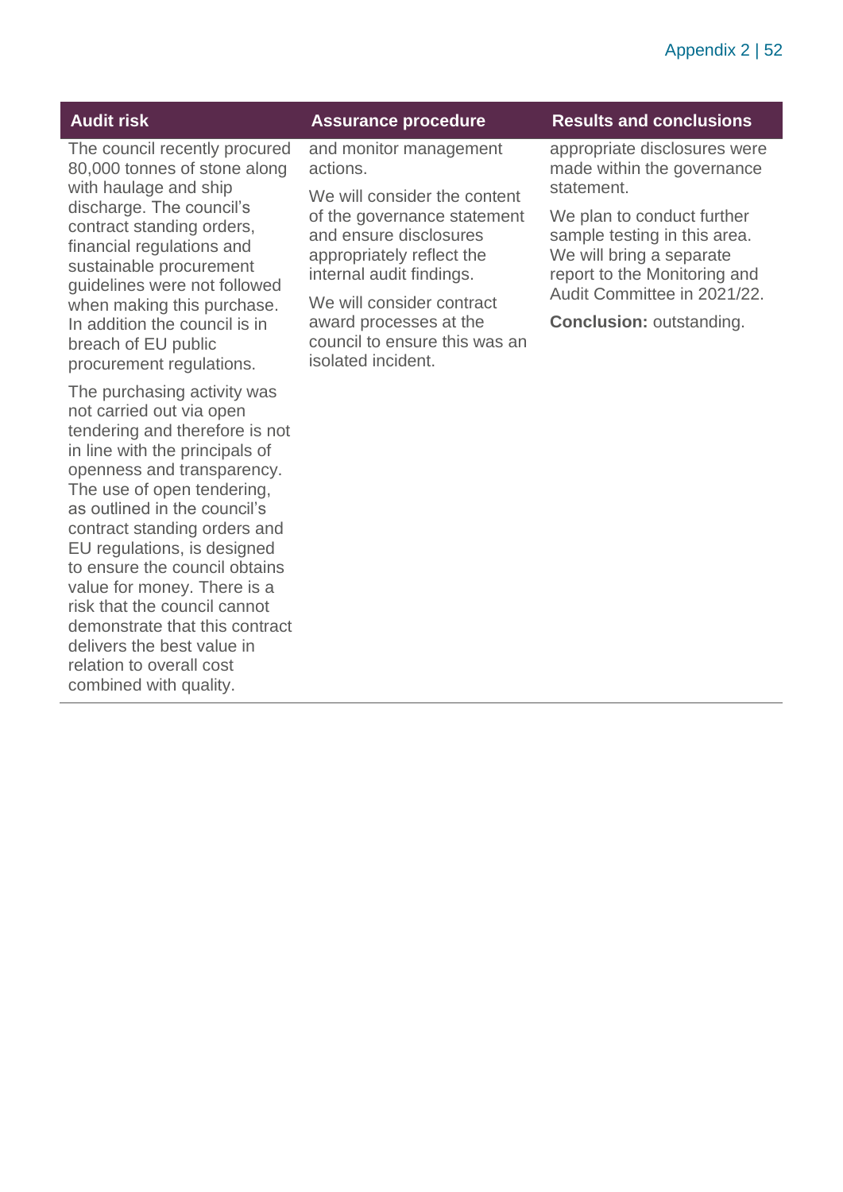| Audit risk | Assurance procedure | Results and conclusions |
| --- | --- | --- |
| The council recently procured 80,000 tonnes of stone along with haulage and ship discharge. The council's contract standing orders, financial regulations and sustainable procurement guidelines were not followed when making this purchase. In addition the council is in breach of EU public procurement regulations.<br><br>The purchasing activity was not carried out via open tendering and therefore is not in line with the principals of openness and transparency. The use of open tendering, as outlined in the council's contract standing orders and EU regulations, is designed to ensure the council obtains value for money. There is a risk that the council cannot demonstrate that this contract delivers the best value in relation to overall cost combined with quality. | and monitor management actions.<br><br>We will consider the content of the governance statement and ensure disclosures appropriately reflect the internal audit findings.<br><br>We will consider contract award processes at the council to ensure this was an isolated incident. | appropriate disclosures were made within the governance statement.<br><br>We plan to conduct further sample testing in this area. We will bring a separate report to the Monitoring and Audit Committee in 2021/22.<br><br>**Conclusion:** outstanding. |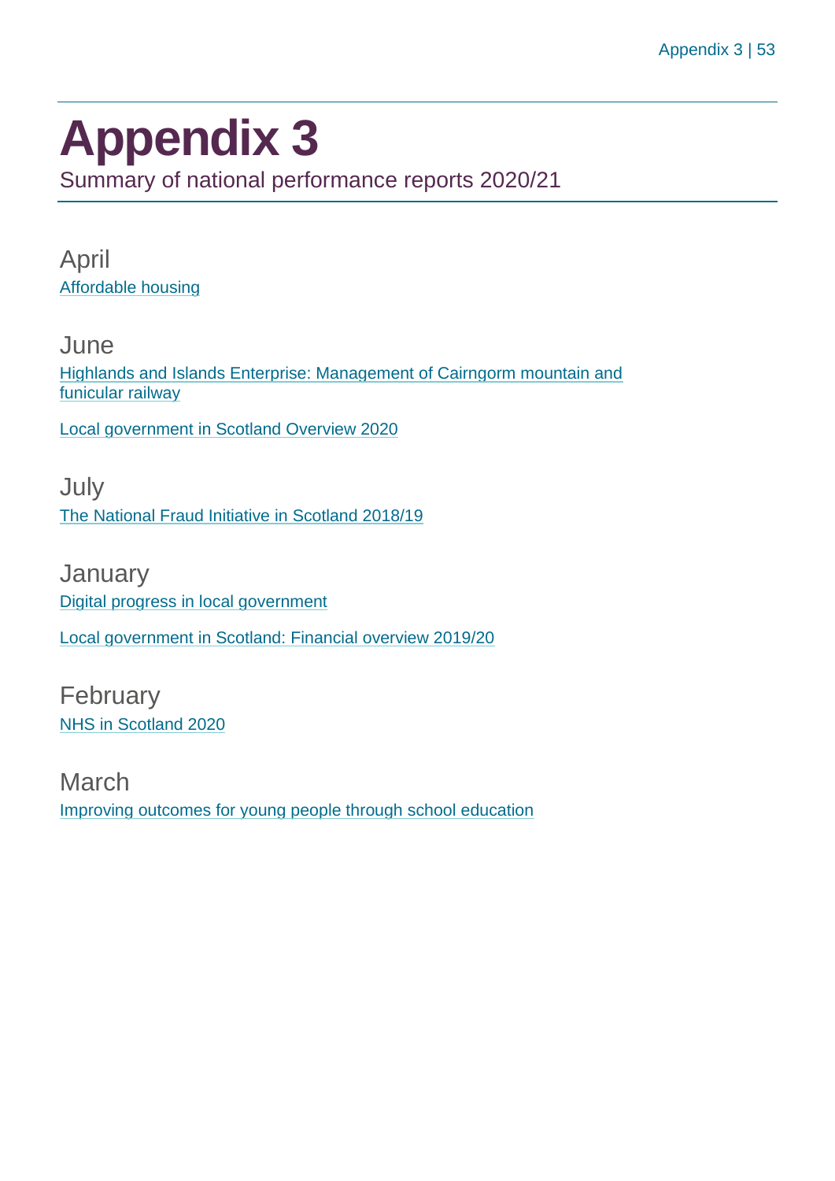# Appendix 3

Summary of national performance reports 2020/21

## April

Affordable housing

## June

Highlands and Islands Enterprise: Management of Cairngorm mountain and funicular railway

Local government in Scotland Overview 2020

## July

The National Fraud Initiative in Scotland 2018/19

## January

Digital progress in local government

Local government in Scotland: Financial overview 2019/20

## February

NHS in Scotland 2020

## March

Improving outcomes for young people through school education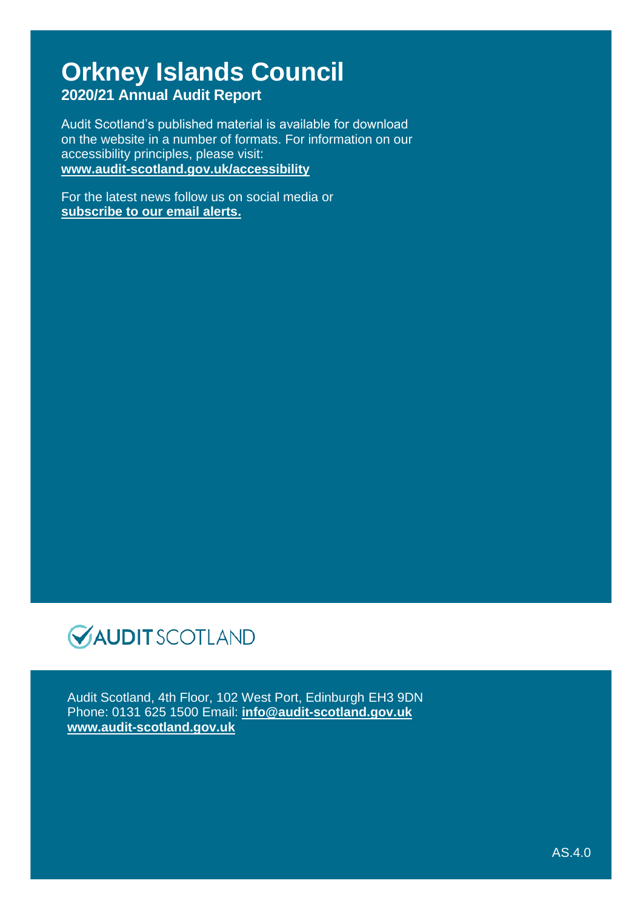# Orkney Islands Council

## 2020/21 Annual Audit Report

Audit Scotland's published material is available for download on the website in a number of formats. For information on our accessibility principles, please visit:
**www.audit-scotland.gov.uk/accessibility**

For the latest news follow us on social media or **subscribe to our email alerts.**

AUDIT SCOTLAND

Audit Scotland, 4th Floor, 102 West Port, Edinburgh EH3 9DN
Phone: 0131 625 1500 Email: **info@audit-scotland.gov.uk**
**www.audit-scotland.gov.uk**

AS.4.0